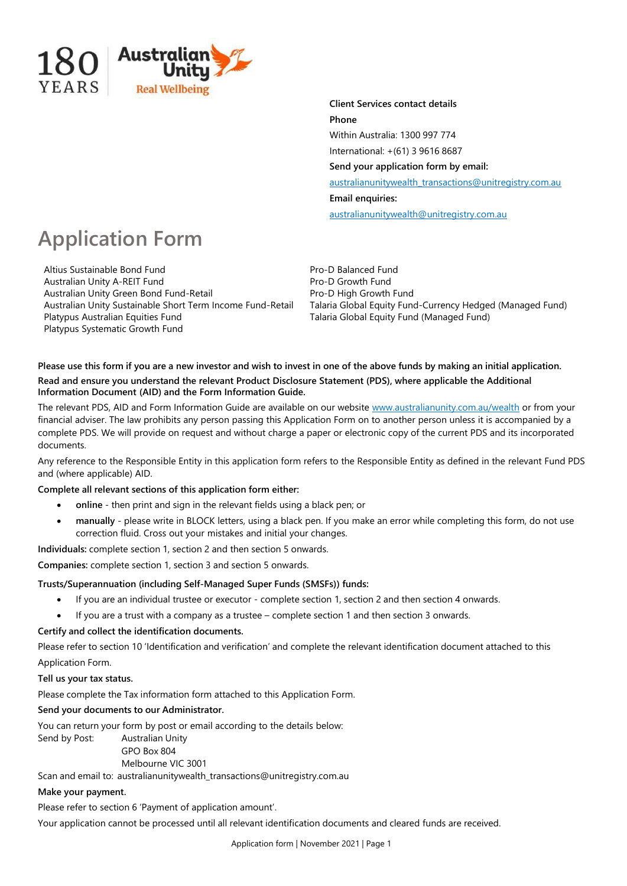180 YEARS

Australian Unity Real Wellbeing

**Client Services contact details**

**Phone**

Within Australia: 1300 997 774

International: +(61) 3 9616 8687

**Send your application form by email:**

australianunitywealth_transactions@unitregistry.com.au

**Email enquiries:**

australianunitywealth@unitregistry.com.au

# Application Form

Altius Sustainable Bond Fund
Australian Unity A-REIT Fund
Australian Unity Green Bond Fund-Retail
Australian Unity Sustainable Short Term Income Fund-Retail
Platypus Australian Equities Fund
Platypus Systematic Growth Fund
Pro-D Balanced Fund
Pro-D Growth Fund
Pro-D High Growth Fund
Talaria Global Equity Fund-Currency Hedged (Managed Fund)
Talaria Global Equity Fund (Managed Fund)

**Please use this form if you are a new investor and wish to invest in one of the above funds by making an initial application.**

**Read and ensure you understand the relevant Product Disclosure Statement (PDS), where applicable the Additional Information Document (AID) and the Form Information Guide.**

The relevant PDS, AID and Form Information Guide are available on our website www.australianunity.com.au/wealth or from your financial adviser. The law prohibits any person passing this Application Form on to another person unless it is accompanied by a complete PDS. We will provide on request and without charge a paper or electronic copy of the current PDS and its incorporated documents.

Any reference to the Responsible Entity in this application form refers to the Responsible Entity as defined in the relevant Fund PDS and (where applicable) AID.

**Complete all relevant sections of this application form either:**

- **online** - then print and sign in the relevant fields using a black pen; or
- **manually** - please write in BLOCK letters, using a black pen. If you make an error while completing this form, do not use correction fluid. Cross out your mistakes and initial your changes.

**Individuals:** complete section 1, section 2 and then section 5 onwards.

**Companies:** complete section 1, section 3 and section 5 onwards.

**Trusts/Superannuation (including Self-Managed Super Funds (SMSFs)) funds:**

- If you are an individual trustee or executor - complete section 1, section 2 and then section 4 onwards.
- If you are a trust with a company as a trustee – complete section 1 and then section 3 onwards.

**Certify and collect the identification documents.**

Please refer to section 10 'Identification and verification' and complete the relevant identification document attached to this Application Form.

**Tell us your tax status.**

Please complete the Tax information form attached to this Application Form.

**Send your documents to our Administrator.**

You can return your form by post or email according to the details below:

Send by Post: Australian Unity
GPO Box 804
Melbourne VIC 3001

Scan and email to: australianunitywealth_transactions@unitregistry.com.au

**Make your payment.**

Please refer to section 6 'Payment of application amount'.

Your application cannot be processed until all relevant identification documents and cleared funds are received.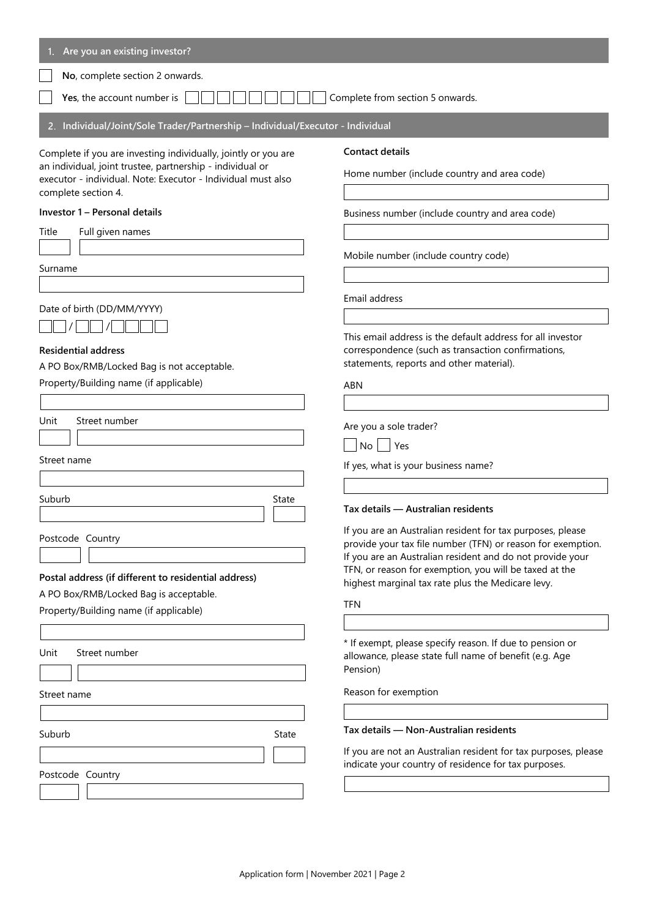## 1. Are you an existing investor?

☐ **No**, complete section 2 onwards.

☐ **Yes**, the account number is ☐☐☐☐☐☐☐☐☐ Complete from section 5 onwards.

## 2. Individual/Joint/Sole Trader/Partnership – Individual/Executor - Individual

Complete if you are investing individually, jointly or you are an individual, joint trustee, partnership - individual or executor - individual. Note: Executor - Individual must also complete section 4.

**Investor 1 – Personal details**

Title | Full given names

Surname

Date of birth (DD/MM/YYYY)

☐☐ / ☐☐ / ☐☐☐☐

**Residential address**

A PO Box/RMB/Locked Bag is not acceptable.

Property/Building name (if applicable)

Unit | Street number

Street name

Suburb | State

Postcode | Country

**Postal address (if different to residential address)**

A PO Box/RMB/Locked Bag is acceptable.

Property/Building name (if applicable)

Unit | Street number

Street name

Suburb | State

Postcode | Country

**Contact details**

Home number (include country and area code)

Business number (include country and area code)

Mobile number (include country code)

Email address

This email address is the default address for all investor correspondence (such as transaction confirmations, statements, reports and other material).

ABN

Are you a sole trader?

☐ No ☐ Yes

If yes, what is your business name?

**Tax details — Australian residents**

If you are an Australian resident for tax purposes, please provide your tax file number (TFN) or reason for exemption. If you are an Australian resident and do not provide your TFN, or reason for exemption, you will be taxed at the highest marginal tax rate plus the Medicare levy.

TFN

* If exempt, please specify reason. If due to pension or allowance, please state full name of benefit (e.g. Age Pension)

Reason for exemption

**Tax details — Non-Australian residents**

If you are not an Australian resident for tax purposes, please indicate your country of residence for tax purposes.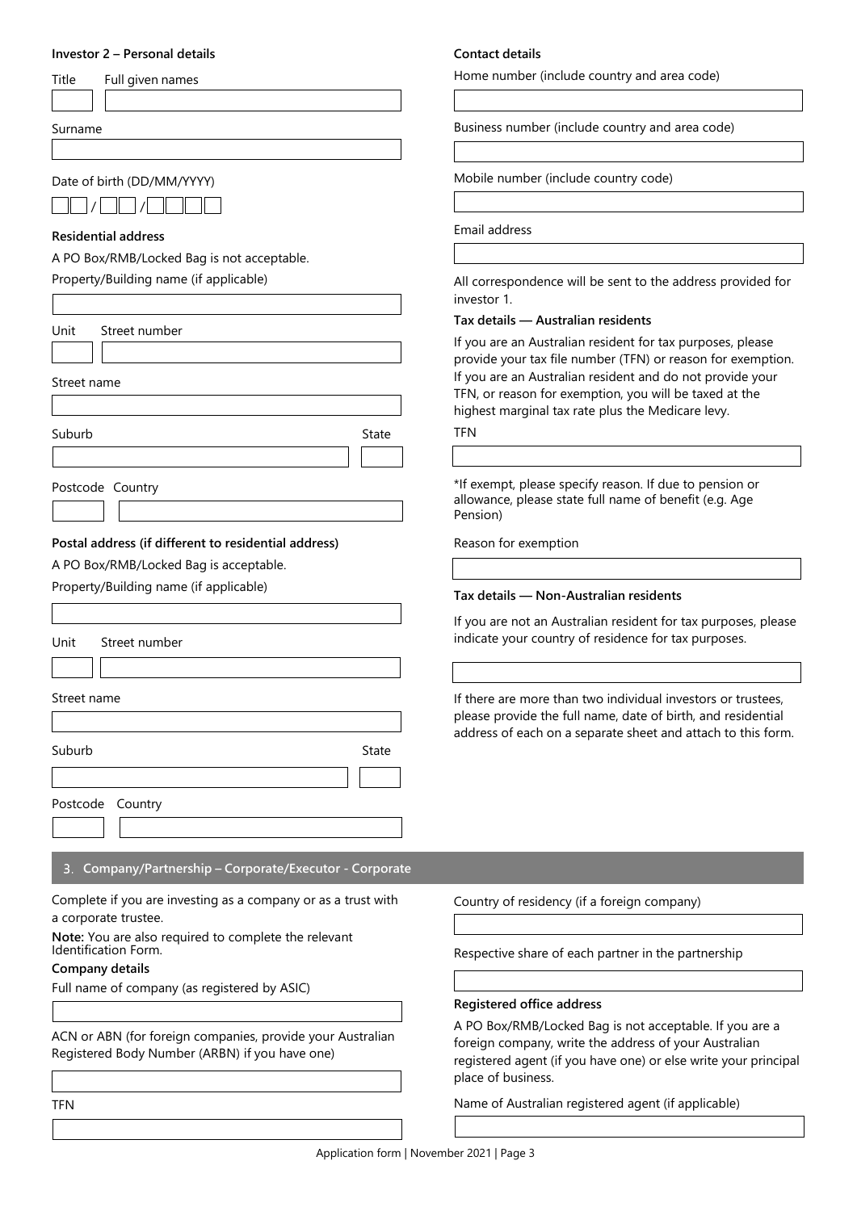**Investor 2 – Personal details**

Title | Full given names

Surname

Date of birth (DD/MM/YYYY)

__ __ / __ __ / __ __ __ __

**Residential address**

A PO Box/RMB/Locked Bag is not acceptable.

Property/Building name (if applicable)

Unit | Street number

Street name

Suburb | State

Postcode | Country

**Postal address (if different to residential address)**

A PO Box/RMB/Locked Bag is acceptable.

Property/Building name (if applicable)

Unit | Street number

Street name

Suburb | State

Postcode | Country

**Contact details**

Home number (include country and area code)

Business number (include country and area code)

Mobile number (include country code)

Email address

All correspondence will be sent to the address provided for investor 1.

**Tax details — Australian residents**

If you are an Australian resident for tax purposes, please provide your tax file number (TFN) or reason for exemption. If you are an Australian resident and do not provide your TFN, or reason for exemption, you will be taxed at the highest marginal tax rate plus the Medicare levy.

TFN

*If exempt, please specify reason. If due to pension or allowance, please state full name of benefit (e.g. Age Pension)

Reason for exemption

**Tax details — Non-Australian residents**

If you are not an Australian resident for tax purposes, please indicate your country of residence for tax purposes.

If there are more than two individual investors or trustees, please provide the full name, date of birth, and residential address of each on a separate sheet and attach to this form.

## 3. Company/Partnership – Corporate/Executor - Corporate

Complete if you are investing as a company or as a trust with a corporate trustee.

**Note:** You are also required to complete the relevant Identification Form.

**Company details**

Full name of company (as registered by ASIC)

ACN or ABN (for foreign companies, provide your Australian Registered Body Number (ARBN) if you have one)

TFN

Country of residency (if a foreign company)

Respective share of each partner in the partnership

**Registered office address**

A PO Box/RMB/Locked Bag is not acceptable. If you are a foreign company, write the address of your Australian registered agent (if you have one) or else write your principal place of business.

Name of Australian registered agent (if applicable)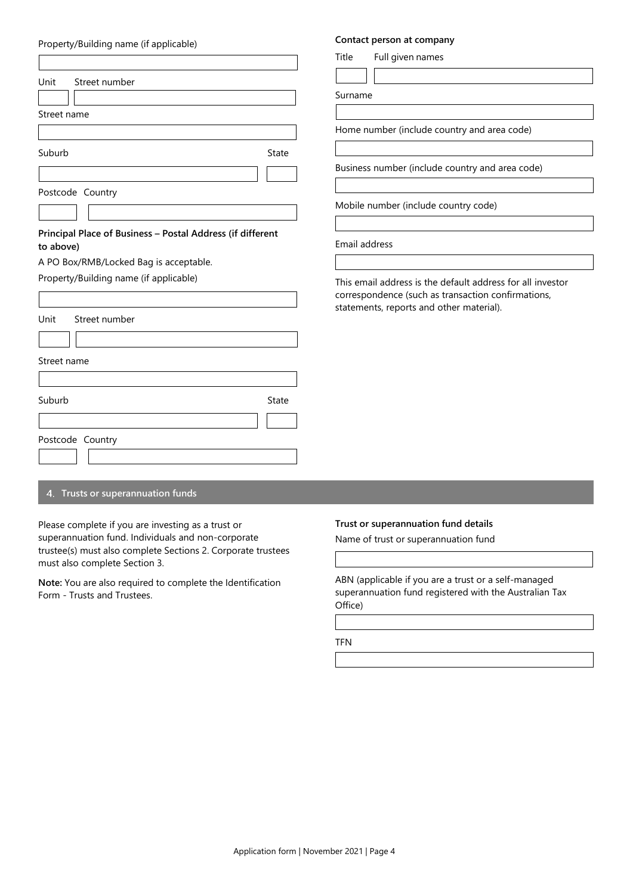Property/Building name (if applicable)

Unit Street number

Street name

Suburb State

Postcode Country

**Principal Place of Business – Postal Address (if different to above)**

A PO Box/RMB/Locked Bag is acceptable.

Property/Building name (if applicable)

Unit Street number

Street name

Suburb State

Postcode Country

**Contact person at company**

Title Full given names

Surname

Home number (include country and area code)

Business number (include country and area code)

Mobile number (include country code)

Email address

This email address is the default address for all investor correspondence (such as transaction confirmations, statements, reports and other material).

## 4. Trusts or superannuation funds

Please complete if you are investing as a trust or superannuation fund. Individuals and non-corporate trustee(s) must also complete Sections 2. Corporate trustees must also complete Section 3.

**Note:** You are also required to complete the Identification Form - Trusts and Trustees.

**Trust or superannuation fund details**

Name of trust or superannuation fund

ABN (applicable if you are a trust or a self-managed superannuation fund registered with the Australian Tax Office)

TFN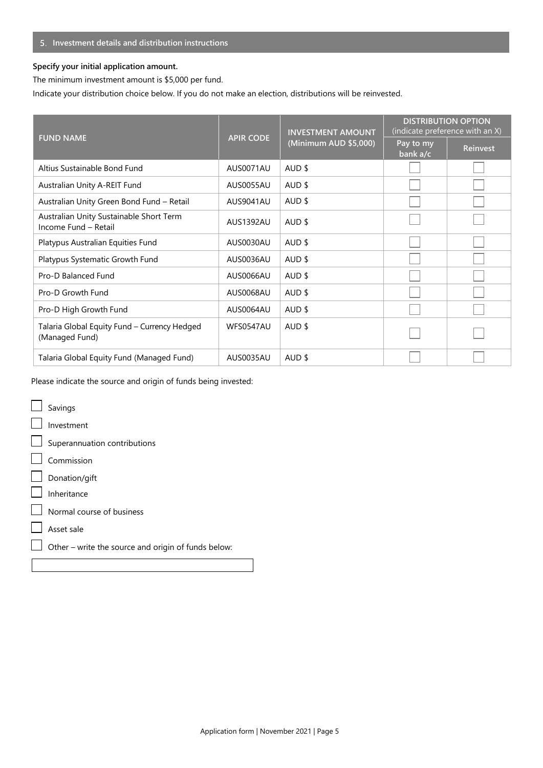## 5. Investment details and distribution instructions

**Specify your initial application amount.**

The minimum investment amount is $5,000 per fund.

Indicate your distribution choice below. If you do not make an election, distributions will be reinvested.

| FUND NAME | APIR CODE | INVESTMENT AMOUNT (Minimum AUD $5,000) | DISTRIBUTION OPTION (indicate preference with an X) | |
|---|---|---|---|---|
| | | | Pay to my bank a/c | Reinvest |
| Altius Sustainable Bond Fund | AUS0071AU | AUD $ | ☐ | ☐ |
| Australian Unity A-REIT Fund | AUS0055AU | AUD $ | ☐ | ☐ |
| Australian Unity Green Bond Fund – Retail | AUS9041AU | AUD $ | ☐ | ☐ |
| Australian Unity Sustainable Short Term Income Fund – Retail | AUS1392AU | AUD $ | ☐ | ☐ |
| Platypus Australian Equities Fund | AUS0030AU | AUD $ | ☐ | ☐ |
| Platypus Systematic Growth Fund | AUS0036AU | AUD $ | ☐ | ☐ |
| Pro-D Balanced Fund | AUS0066AU | AUD $ | ☐ | ☐ |
| Pro-D Growth Fund | AUS0068AU | AUD $ | ☐ | ☐ |
| Pro-D High Growth Fund | AUS0064AU | AUD $ | ☐ | ☐ |
| Talaria Global Equity Fund – Currency Hedged (Managed Fund) | WFS0547AU | AUD $ | ☐ | ☐ |
| Talaria Global Equity Fund (Managed Fund) | AUS0035AU | AUD $ | ☐ | ☐ |

Please indicate the source and origin of funds being invested:

☐ Savings

☐ Investment

☐ Superannuation contributions

☐ Commission

☐ Donation/gift

☐ Inheritance

☐ Normal course of business

☐ Asset sale

☐ Other – write the source and origin of funds below:

\_\_\_\_\_\_\_\_\_\_\_\_\_\_\_\_\_\_\_\_\_\_\_\_\_\_\_\_\_\_\_\_\_\_\_\_\_\_\_\_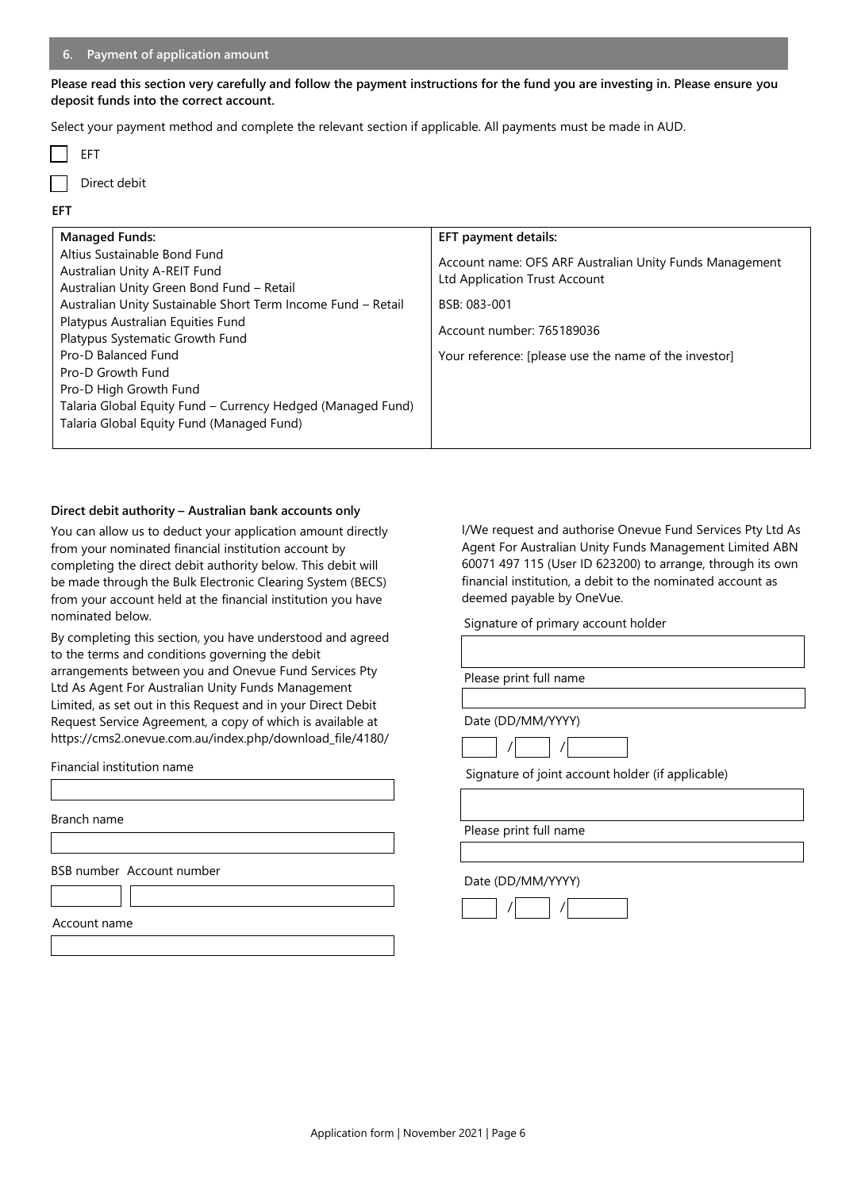## 6. Payment of application amount

**Please read this section very carefully and follow the payment instructions for the fund you are investing in. Please ensure you deposit funds into the correct account.**

Select your payment method and complete the relevant section if applicable. All payments must be made in AUD.

☐ EFT

☐ Direct debit

**EFT**

| **Managed Funds:** | **EFT payment details:** |
|---|---|
| Altius Sustainable Bond Fund<br>Australian Unity A-REIT Fund<br>Australian Unity Green Bond Fund – Retail<br>Australian Unity Sustainable Short Term Income Fund – Retail<br>Platypus Australian Equities Fund<br>Platypus Systematic Growth Fund<br>Pro-D Balanced Fund<br>Pro-D Growth Fund<br>Pro-D High Growth Fund<br>Talaria Global Equity Fund – Currency Hedged (Managed Fund)<br>Talaria Global Equity Fund (Managed Fund) | Account name: OFS ARF Australian Unity Funds Management Ltd Application Trust Account<br><br>BSB: 083-001<br><br>Account number: 765189036<br><br>Your reference: [please use the name of the investor] |

**Direct debit authority – Australian bank accounts only**

You can allow us to deduct your application amount directly from your nominated financial institution account by completing the direct debit authority below. This debit will be made through the Bulk Electronic Clearing System (BECS) from your account held at the financial institution you have nominated below.

By completing this section, you have understood and agreed to the terms and conditions governing the debit arrangements between you and Onevue Fund Services Pty Ltd As Agent For Australian Unity Funds Management Limited, as set out in this Request and in your Direct Debit Request Service Agreement, a copy of which is available at https://cms2.onevue.com.au/index.php/download_file/4180/

Financial institution name

Branch name

BSB number Account number

Account name

I/We request and authorise Onevue Fund Services Pty Ltd As Agent For Australian Unity Funds Management Limited ABN 60071 497 115 (User ID 623200) to arrange, through its own financial institution, a debit to the nominated account as deemed payable by OneVue.

Signature of primary account holder

Please print full name

Date (DD/MM/YYYY)

/ /

Signature of joint account holder (if applicable)

Please print full name

Date (DD/MM/YYYY)

/ /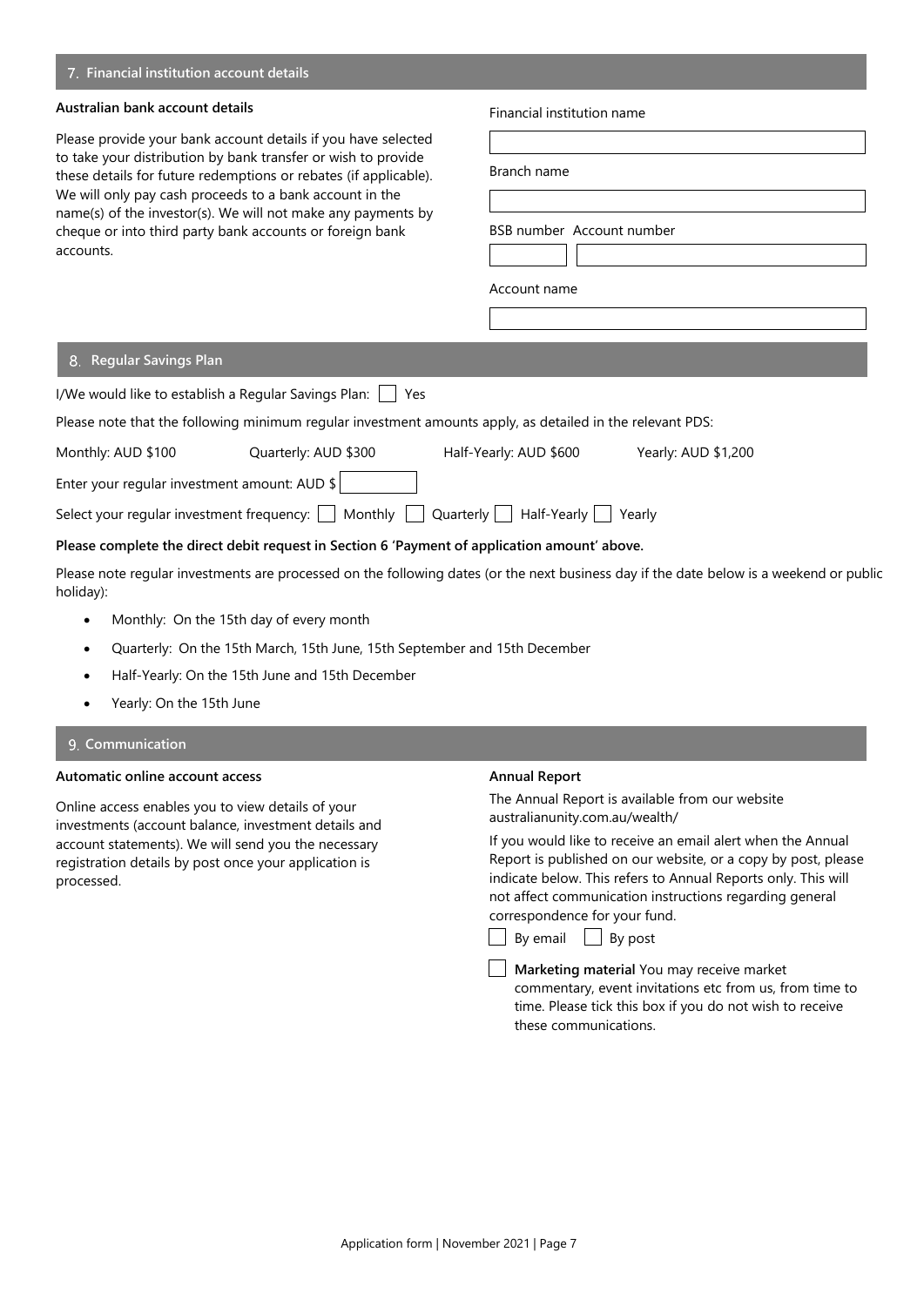## 7. Financial institution account details

**Australian bank account details**

Please provide your bank account details if you have selected to take your distribution by bank transfer or wish to provide these details for future redemptions or rebates (if applicable). We will only pay cash proceeds to a bank account in the name(s) of the investor(s). We will not make any payments by cheque or into third party bank accounts or foreign bank accounts.

Financial institution name

Branch name

BSB number Account number

Account name

## 8. Regular Savings Plan

I/We would like to establish a Regular Savings Plan: ☐ Yes

Please note that the following minimum regular investment amounts apply, as detailed in the relevant PDS:

Monthly: AUD $100 Quarterly: AUD $300 Half-Yearly: AUD $600 Yearly: AUD $1,200

Enter your regular investment amount: AUD $

Select your regular investment frequency: ☐ Monthly ☐ Quarterly ☐ Half-Yearly ☐ Yearly

**Please complete the direct debit request in Section 6 'Payment of application amount' above.**

Please note regular investments are processed on the following dates (or the next business day if the date below is a weekend or public holiday):

- Monthly: On the 15th day of every month
- Quarterly: On the 15th March, 15th June, 15th September and 15th December
- Half-Yearly: On the 15th June and 15th December
- Yearly: On the 15th June

## 9. Communication

**Automatic online account access**

Online access enables you to view details of your investments (account balance, investment details and account statements). We will send you the necessary registration details by post once your application is processed.

**Annual Report**

The Annual Report is available from our website australianunity.com.au/wealth/

If you would like to receive an email alert when the Annual Report is published on our website, or a copy by post, please indicate below. This refers to Annual Reports only. This will not affect communication instructions regarding general correspondence for your fund.

☐ By email ☐ By post

☐ **Marketing material** You may receive market commentary, event invitations etc from us, from time to time. Please tick this box if you do not wish to receive these communications.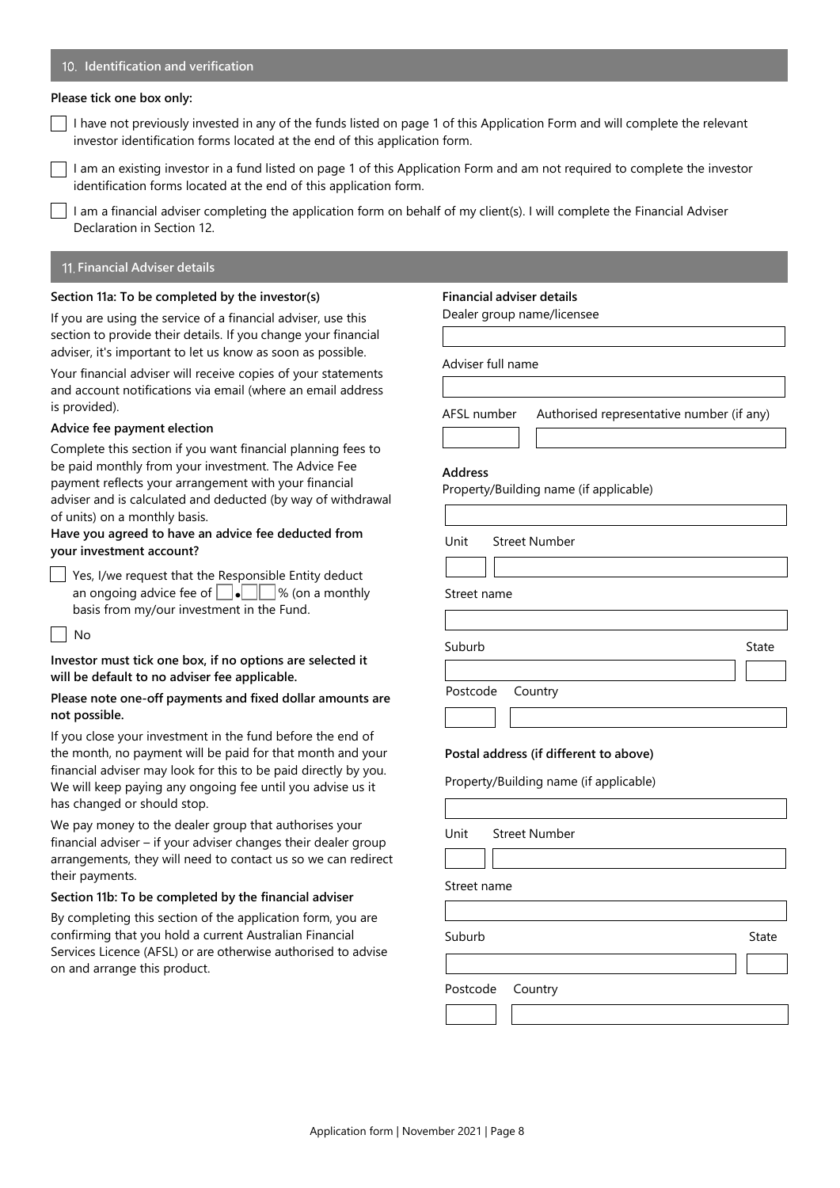## 10. Identification and verification

**Please tick one box only:**

☐ I have not previously invested in any of the funds listed on page 1 of this Application Form and will complete the relevant investor identification forms located at the end of this application form.

☐ I am an existing investor in a fund listed on page 1 of this Application Form and am not required to complete the investor identification forms located at the end of this application form.

☐ I am a financial adviser completing the application form on behalf of my client(s). I will complete the Financial Adviser Declaration in Section 12.

## 11. Financial Adviser details

### Section 11a: To be completed by the investor(s)

If you are using the service of a financial adviser, use this section to provide their details. If you change your financial adviser, it's important to let us know as soon as possible.

Your financial adviser will receive copies of your statements and account notifications via email (where an email address is provided).

**Advice fee payment election**

Complete this section if you want financial planning fees to be paid monthly from your investment. The Advice Fee payment reflects your arrangement with your financial adviser and is calculated and deducted (by way of withdrawal of units) on a monthly basis.

**Have you agreed to have an advice fee deducted from your investment account?**

☐ Yes, I/we request that the Responsible Entity deduct an ongoing advice fee of ☐.☐☐ % (on a monthly basis from my/our investment in the Fund.

☐ No

**Investor must tick one box, if no options are selected it will be default to no adviser fee applicable.**

**Please note one-off payments and fixed dollar amounts are not possible.**

If you close your investment in the fund before the end of the month, no payment will be paid for that month and your financial adviser may look for this to be paid directly by you. We will keep paying any ongoing fee until you advise us it has changed or should stop.

We pay money to the dealer group that authorises your financial adviser – if your adviser changes their dealer group arrangements, they will need to contact us so we can redirect their payments.

### Section 11b: To be completed by the financial adviser

By completing this section of the application form, you are confirming that you hold a current Australian Financial Services Licence (AFSL) or are otherwise authorised to advise on and arrange this product.

**Financial adviser details**

Dealer group name/licensee

Adviser full name

AFSL number

Authorised representative number (if any)

**Address**

Property/Building name (if applicable)

Unit

Street Number

Street name

Suburb

State

Postcode

Country

**Postal address (if different to above)**

Property/Building name (if applicable)

Unit

Street Number

Street name

Suburb

State

Postcode

Country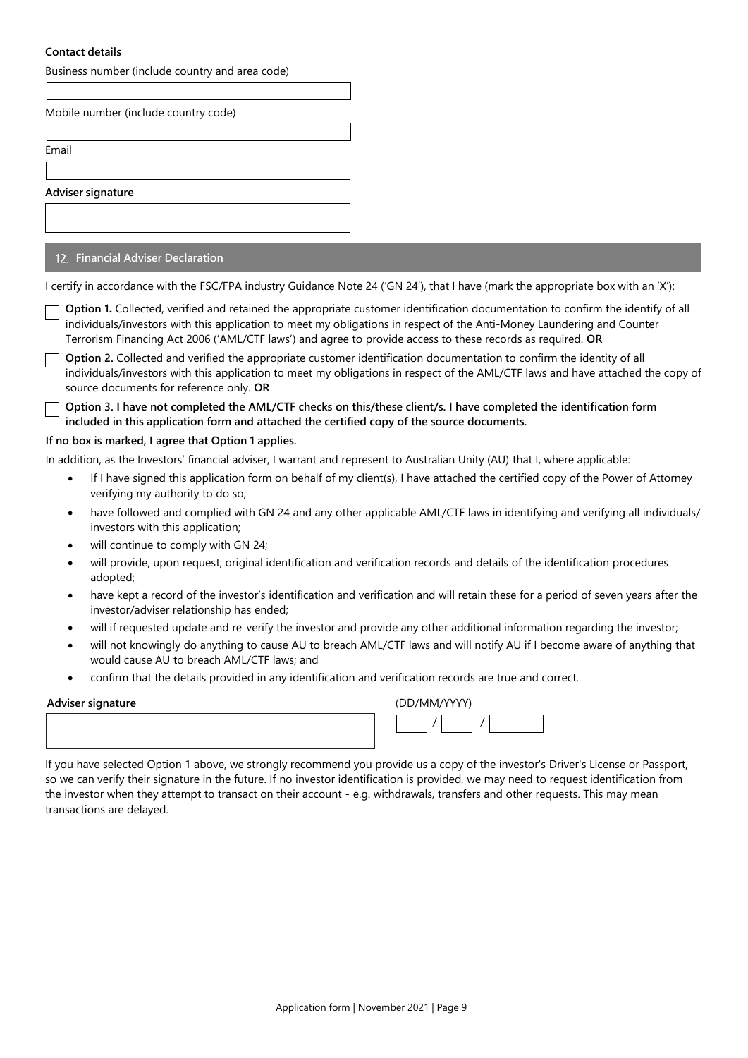**Contact details**

Business number (include country and area code)

Mobile number (include country code)

Email

**Adviser signature**

## 12. Financial Adviser Declaration

I certify in accordance with the FSC/FPA industry Guidance Note 24 ('GN 24'), that I have (mark the appropriate box with an 'X'):

☐ **Option 1.** Collected, verified and retained the appropriate customer identification documentation to confirm the identify of all individuals/investors with this application to meet my obligations in respect of the Anti-Money Laundering and Counter Terrorism Financing Act 2006 ('AML/CTF laws') and agree to provide access to these records as required. **OR**

☐ **Option 2.** Collected and verified the appropriate customer identification documentation to confirm the identity of all individuals/investors with this application to meet my obligations in respect of the AML/CTF laws and have attached the copy of source documents for reference only. **OR**

☐ **Option 3. I have not completed the AML/CTF checks on this/these client/s. I have completed the identification form included in this application form and attached the certified copy of the source documents.**

**If no box is marked, I agree that Option 1 applies.**

In addition, as the Investors' financial adviser, I warrant and represent to Australian Unity (AU) that I, where applicable:

- If I have signed this application form on behalf of my client(s), I have attached the certified copy of the Power of Attorney verifying my authority to do so;
- have followed and complied with GN 24 and any other applicable AML/CTF laws in identifying and verifying all individuals/ investors with this application;
- will continue to comply with GN 24;
- will provide, upon request, original identification and verification records and details of the identification procedures adopted;
- have kept a record of the investor's identification and verification and will retain these for a period of seven years after the investor/adviser relationship has ended;
- will if requested update and re-verify the investor and provide any other additional information regarding the investor;
- will not knowingly do anything to cause AU to breach AML/CTF laws and will notify AU if I become aware of anything that would cause AU to breach AML/CTF laws; and
- confirm that the details provided in any identification and verification records are true and correct.

**Adviser signature**

(DD/MM/YYYY)

&nbsp;&nbsp;&nbsp;&nbsp;/&nbsp;&nbsp;&nbsp;&nbsp;/

If you have selected Option 1 above, we strongly recommend you provide us a copy of the investor's Driver's License or Passport, so we can verify their signature in the future. If no investor identification is provided, we may need to request identification from the investor when they attempt to transact on their account - e.g. withdrawals, transfers and other requests. This may mean transactions are delayed.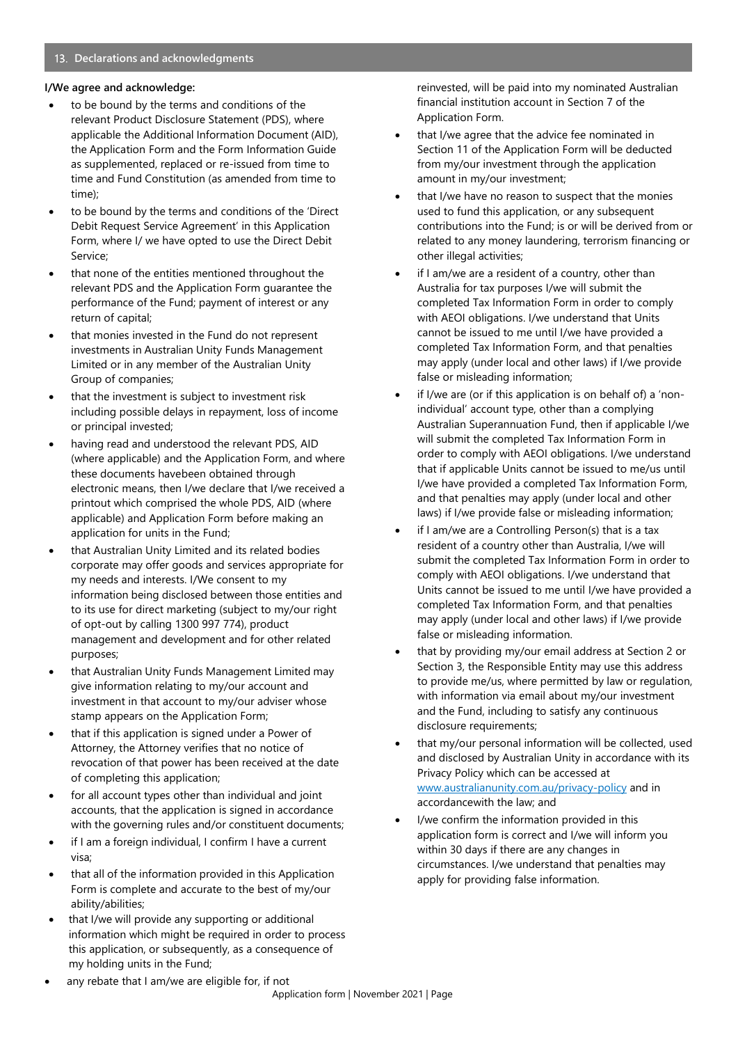## 13. Declarations and acknowledgments

**I/We agree and acknowledge:**

- to be bound by the terms and conditions of the relevant Product Disclosure Statement (PDS), where applicable the Additional Information Document (AID), the Application Form and the Form Information Guide as supplemented, replaced or re-issued from time to time and Fund Constitution (as amended from time to time);
- to be bound by the terms and conditions of the 'Direct Debit Request Service Agreement' in this Application Form, where I/ we have opted to use the Direct Debit Service;
- that none of the entities mentioned throughout the relevant PDS and the Application Form guarantee the performance of the Fund; payment of interest or any return of capital;
- that monies invested in the Fund do not represent investments in Australian Unity Funds Management Limited or in any member of the Australian Unity Group of companies;
- that the investment is subject to investment risk including possible delays in repayment, loss of income or principal invested;
- having read and understood the relevant PDS, AID (where applicable) and the Application Form, and where these documents havebeen obtained through electronic means, then I/we declare that I/we received a printout which comprised the whole PDS, AID (where applicable) and Application Form before making an application for units in the Fund;
- that Australian Unity Limited and its related bodies corporate may offer goods and services appropriate for my needs and interests. I/We consent to my information being disclosed between those entities and to its use for direct marketing (subject to my/our right of opt-out by calling 1300 997 774), product management and development and for other related purposes;
- that Australian Unity Funds Management Limited may give information relating to my/our account and investment in that account to my/our adviser whose stamp appears on the Application Form;
- that if this application is signed under a Power of Attorney, the Attorney verifies that no notice of revocation of that power has been received at the date of completing this application;
- for all account types other than individual and joint accounts, that the application is signed in accordance with the governing rules and/or constituent documents;
- if I am a foreign individual, I confirm I have a current visa;
- that all of the information provided in this Application Form is complete and accurate to the best of my/our ability/abilities;
- that I/we will provide any supporting or additional information which might be required in order to process this application, or subsequently, as a consequence of my holding units in the Fund;
- any rebate that I am/we are eligible for, if not reinvested, will be paid into my nominated Australian financial institution account in Section 7 of the Application Form.
- that I/we agree that the advice fee nominated in Section 11 of the Application Form will be deducted from my/our investment through the application amount in my/our investment;
- that I/we have no reason to suspect that the monies used to fund this application, or any subsequent contributions into the Fund; is or will be derived from or related to any money laundering, terrorism financing or other illegal activities;
- if I am/we are a resident of a country, other than Australia for tax purposes I/we will submit the completed Tax Information Form in order to comply with AEOI obligations. I/we understand that Units cannot be issued to me until I/we have provided a completed Tax Information Form, and that penalties may apply (under local and other laws) if I/we provide false or misleading information;
- if I/we are (or if this application is on behalf of) a 'non-individual' account type, other than a complying Australian Superannuation Fund, then if applicable I/we will submit the completed Tax Information Form in order to comply with AEOI obligations. I/we understand that if applicable Units cannot be issued to me/us until I/we have provided a completed Tax Information Form, and that penalties may apply (under local and other laws) if I/we provide false or misleading information;
- if I am/we are a Controlling Person(s) that is a tax resident of a country other than Australia, I/we will submit the completed Tax Information Form in order to comply with AEOI obligations. I/we understand that Units cannot be issued to me until I/we have provided a completed Tax Information Form, and that penalties may apply (under local and other laws) if I/we provide false or misleading information.
- that by providing my/our email address at Section 2 or Section 3, the Responsible Entity may use this address to provide me/us, where permitted by law or regulation, with information via email about my/our investment and the Fund, including to satisfy any continuous disclosure requirements;
- that my/our personal information will be collected, used and disclosed by Australian Unity in accordance with its Privacy Policy which can be accessed at www.australianunity.com.au/privacy-policy and in accordancewith the law; and
- I/we confirm the information provided in this application form is correct and I/we will inform you within 30 days if there are any changes in circumstances. I/we understand that penalties may apply for providing false information.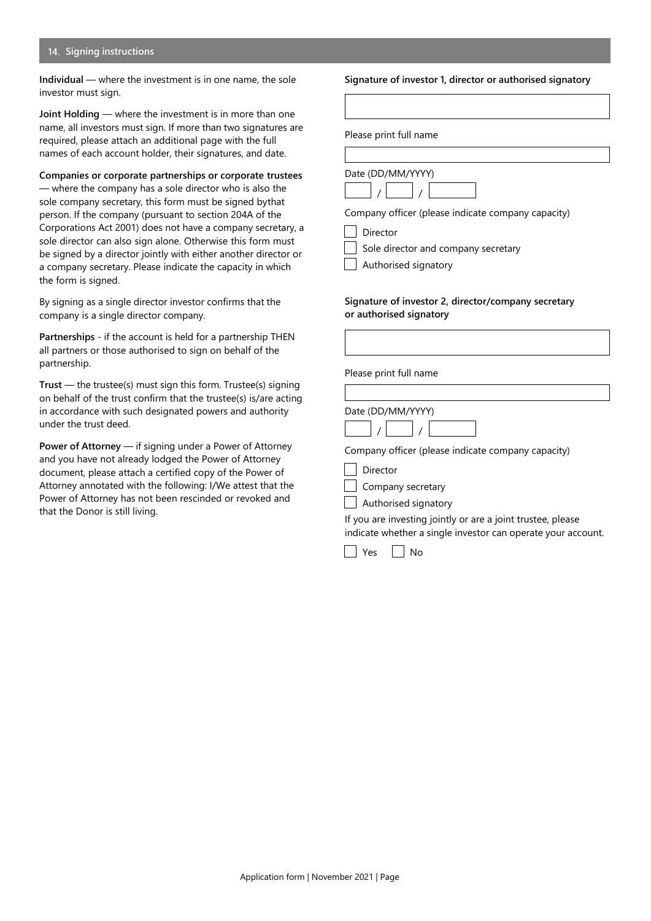## 14. Signing instructions

**Individual** — where the investment is in one name, the sole investor must sign.

**Joint Holding** — where the investment is in more than one name, all investors must sign. If more than two signatures are required, please attach an additional page with the full names of each account holder, their signatures, and date.

**Companies or corporate partnerships or corporate trustees** — where the company has a sole director who is also the sole company secretary, this form must be signed bythat person. If the company (pursuant to section 204A of the Corporations Act 2001) does not have a company secretary, a sole director can also sign alone. Otherwise this form must be signed by a director jointly with either another director or a company secretary. Please indicate the capacity in which the form is signed.

By signing as a single director investor confirms that the company is a single director company.

**Partnerships** - if the account is held for a partnership THEN all partners or those authorised to sign on behalf of the partnership.

**Trust** — the trustee(s) must sign this form. Trustee(s) signing on behalf of the trust confirm that the trustee(s) is/are acting in accordance with such designated powers and authority under the trust deed.

**Power of Attorney** — if signing under a Power of Attorney and you have not already lodged the Power of Attorney document, please attach a certified copy of the Power of Attorney annotated with the following: I/We attest that the Power of Attorney has not been rescinded or revoked and that the Donor is still living.

**Signature of investor 1, director or authorised signatory**

&nbsp;

Please print full name

&nbsp;

Date (DD/MM/YYYY)

/ /

Company officer (please indicate company capacity)

- ☐ Director
- ☐ Sole director and company secretary
- ☐ Authorised signatory

**Signature of investor 2, director/company secretary or authorised signatory**

&nbsp;

Please print full name

&nbsp;

Date (DD/MM/YYYY)

/ /

Company officer (please indicate company capacity)

- ☐ Director
- ☐ Company secretary
- ☐ Authorised signatory

If you are investing jointly or are a joint trustee, please indicate whether a single investor can operate your account.

☐ Yes ☐ No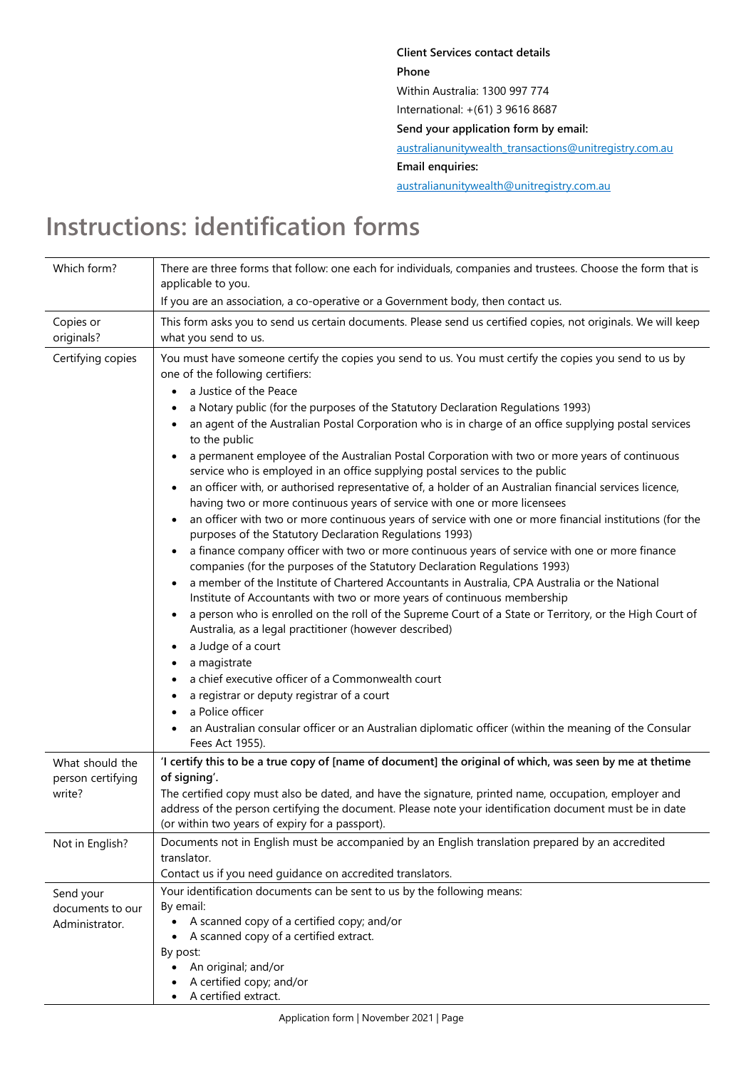**Client Services contact details**

**Phone**

Within Australia: 1300 997 774

International: +(61) 3 9616 8687

**Send your application form by email:**

australianunitywealth_transactions@unitregistry.com.au

**Email enquiries:**

australianunitywealth@unitregistry.com.au

# Instructions: identification forms

| | |
|---|---|
| Which form? | There are three forms that follow: one each for individuals, companies and trustees. Choose the form that is applicable to you.<br>If you are an association, a co-operative or a Government body, then contact us. |
| Copies or originals? | This form asks you to send us certain documents. Please send us certified copies, not originals. We will keep what you send to us. |
| Certifying copies | You must have someone certify the copies you send to us. You must certify the copies you send to us by one of the following certifiers:<br>• a Justice of the Peace<br>• a Notary public (for the purposes of the Statutory Declaration Regulations 1993)<br>• an agent of the Australian Postal Corporation who is in charge of an office supplying postal services to the public<br>• a permanent employee of the Australian Postal Corporation with two or more years of continuous service who is employed in an office supplying postal services to the public<br>• an officer with, or authorised representative of, a holder of an Australian financial services licence, having two or more continuous years of service with one or more licensees<br>• an officer with two or more continuous years of service with one or more financial institutions (for the purposes of the Statutory Declaration Regulations 1993)<br>• a finance company officer with two or more continuous years of service with one or more finance companies (for the purposes of the Statutory Declaration Regulations 1993)<br>• a member of the Institute of Chartered Accountants in Australia, CPA Australia or the National Institute of Accountants with two or more years of continuous membership<br>• a person who is enrolled on the roll of the Supreme Court of a State or Territory, or the High Court of Australia, as a legal practitioner (however described)<br>• a Judge of a court<br>• a magistrate<br>• a chief executive officer of a Commonwealth court<br>• a registrar or deputy registrar of a court<br>• a Police officer<br>• an Australian consular officer or an Australian diplomatic officer (within the meaning of the Consular Fees Act 1955). |
| What should the person certifying write? | **'I certify this to be a true copy of [name of document] the original of which, was seen by me at thetime of signing'.**<br>The certified copy must also be dated, and have the signature, printed name, occupation, employer and address of the person certifying the document. Please note your identification document must be in date (or within two years of expiry for a passport). |
| Not in English? | Documents not in English must be accompanied by an English translation prepared by an accredited translator.<br>Contact us if you need guidance on accredited translators. |
| Send your documents to our Administrator. | Your identification documents can be sent to us by the following means:<br>By email:<br>• A scanned copy of a certified copy; and/or<br>• A scanned copy of a certified extract.<br>By post:<br>• An original; and/or<br>• A certified copy; and/or<br>• A certified extract. |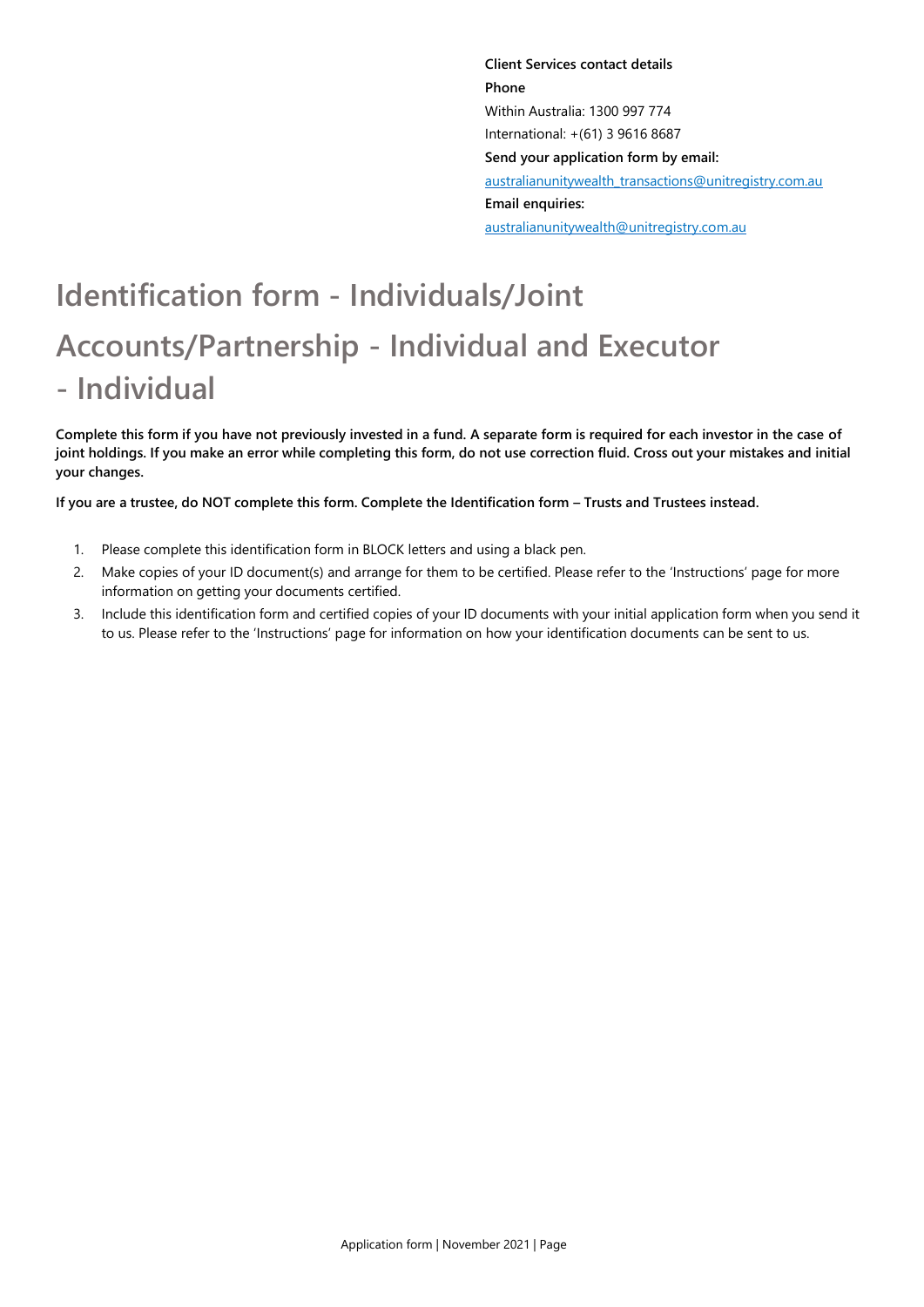**Client Services contact details**

**Phone**

Within Australia: 1300 997 774

International: +(61) 3 9616 8687

**Send your application form by email:**

australianunitywealth_transactions@unitregistry.com.au

**Email enquiries:**

australianunitywealth@unitregistry.com.au

# Identification form - Individuals/Joint Accounts/Partnership - Individual and Executor - Individual

**Complete this form if you have not previously invested in a fund. A separate form is required for each investor in the case of joint holdings. If you make an error while completing this form, do not use correction fluid. Cross out your mistakes and initial your changes.**

**If you are a trustee, do NOT complete this form. Complete the Identification form – Trusts and Trustees instead.**

1. Please complete this identification form in BLOCK letters and using a black pen.
2. Make copies of your ID document(s) and arrange for them to be certified. Please refer to the 'Instructions' page for more information on getting your documents certified.
3. Include this identification form and certified copies of your ID documents with your initial application form when you send it to us. Please refer to the 'Instructions' page for information on how your identification documents can be sent to us.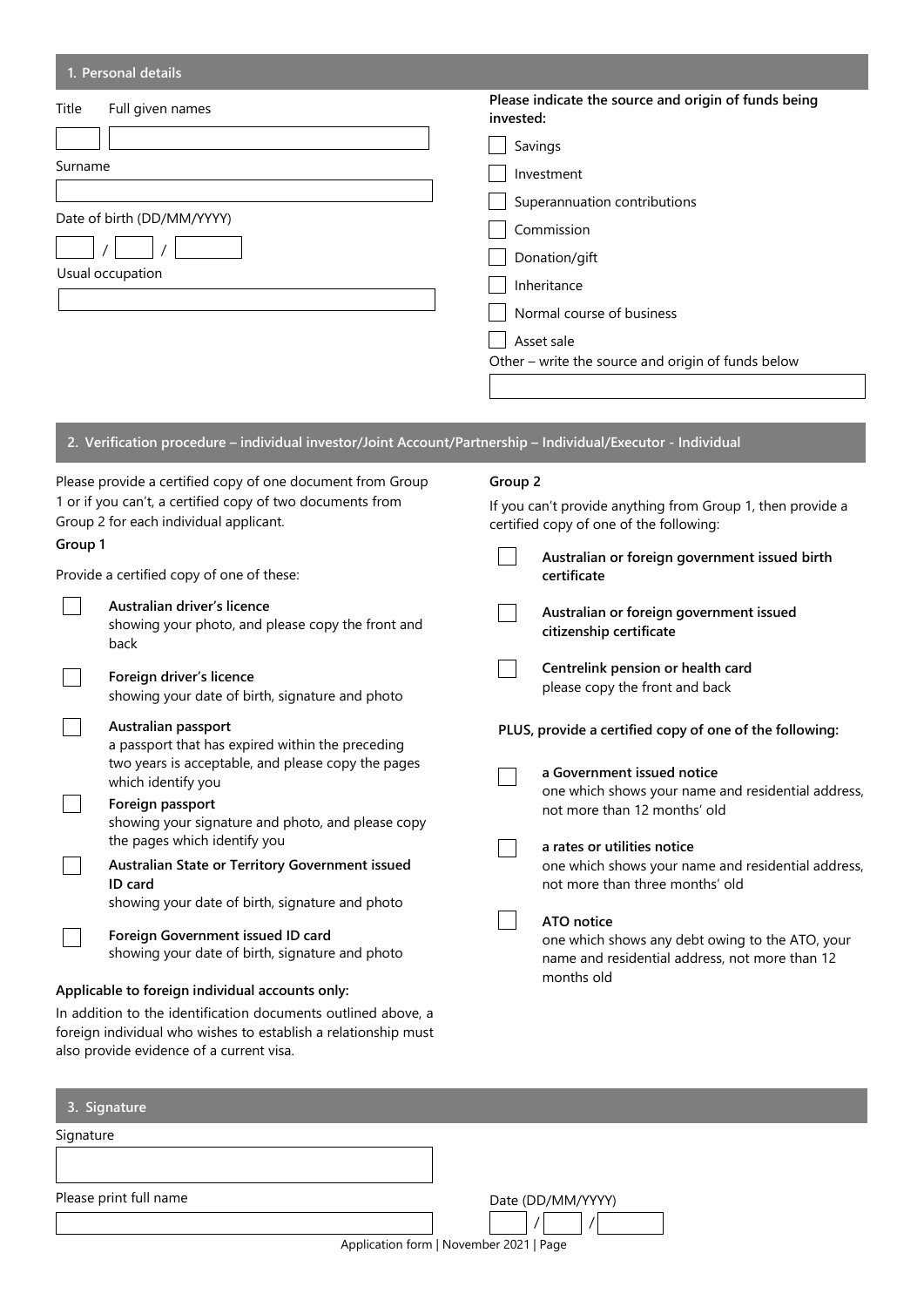## 1. Personal details

Title | Full given names

Surname

Date of birth (DD/MM/YYYY)

/ /

Usual occupation

**Please indicate the source and origin of funds being invested:**

- [ ] Savings
- [ ] Investment
- [ ] Superannuation contributions
- [ ] Commission
- [ ] Donation/gift
- [ ] Inheritance
- [ ] Normal course of business
- [ ] Asset sale

Other – write the source and origin of funds below

## 2. Verification procedure – individual investor/Joint Account/Partnership – Individual/Executor - Individual

Please provide a certified copy of one document from Group 1 or if you can't, a certified copy of two documents from Group 2 for each individual applicant.

**Group 1**

Provide a certified copy of one of these:

- [ ] **Australian driver's licence**
  showing your photo, and please copy the front and back
- [ ] **Foreign driver's licence**
  showing your date of birth, signature and photo
- [ ] **Australian passport**
  a passport that has expired within the preceding two years is acceptable, and please copy the pages which identify you
- [ ] **Foreign passport**
  showing your signature and photo, and please copy the pages which identify you
- [ ] **Australian State or Territory Government issued ID card**
  showing your date of birth, signature and photo
- [ ] **Foreign Government issued ID card**
  showing your date of birth, signature and photo

**Applicable to foreign individual accounts only:**

In addition to the identification documents outlined above, a foreign individual who wishes to establish a relationship must also provide evidence of a current visa.

**Group 2**

If you can't provide anything from Group 1, then provide a certified copy of one of the following:

- [ ] **Australian or foreign government issued birth certificate**
- [ ] **Australian or foreign government issued citizenship certificate**
- [ ] **Centrelink pension or health card**
  please copy the front and back

**PLUS, provide a certified copy of one of the following:**

- [ ] **a Government issued notice**
  one which shows your name and residential address, not more than 12 months' old
- [ ] **a rates or utilities notice**
  one which shows your name and residential address, not more than three months' old
- [ ] **ATO notice**
  one which shows any debt owing to the ATO, your name and residential address, not more than 12 months old

## 3. Signature

Signature

Please print full name

Date (DD/MM/YYYY)

/ /

Application form | November 2021 | Page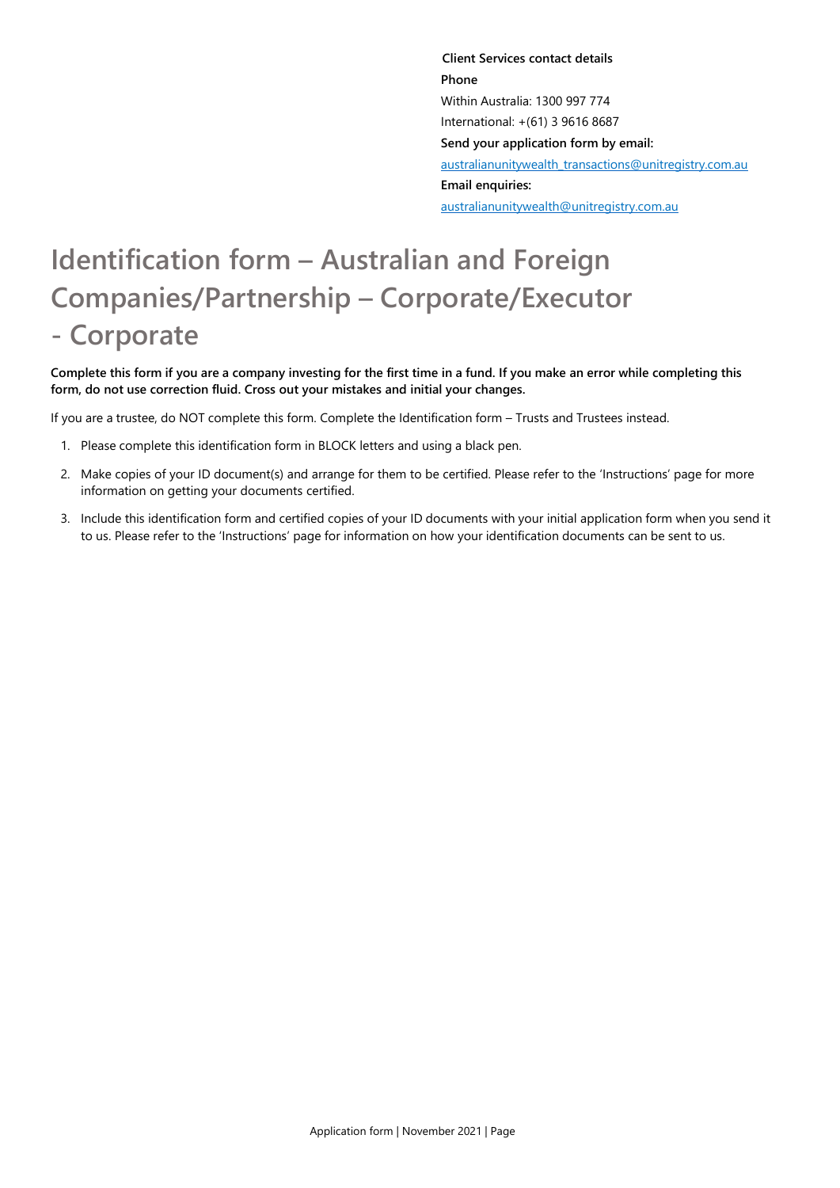**Client Services contact details**

**Phone**

Within Australia: 1300 997 774

International: +(61) 3 9616 8687

**Send your application form by email:**

australianunitywealth_transactions@unitregistry.com.au

**Email enquiries:**

australianunitywealth@unitregistry.com.au

# Identification form – Australian and Foreign Companies/Partnership – Corporate/Executor - Corporate

**Complete this form if you are a company investing for the first time in a fund. If you make an error while completing this form, do not use correction fluid. Cross out your mistakes and initial your changes.**

If you are a trustee, do NOT complete this form. Complete the Identification form – Trusts and Trustees instead.

1. Please complete this identification form in BLOCK letters and using a black pen.
2. Make copies of your ID document(s) and arrange for them to be certified. Please refer to the 'Instructions' page for more information on getting your documents certified.
3. Include this identification form and certified copies of your ID documents with your initial application form when you send it to us. Please refer to the 'Instructions' page for information on how your identification documents can be sent to us.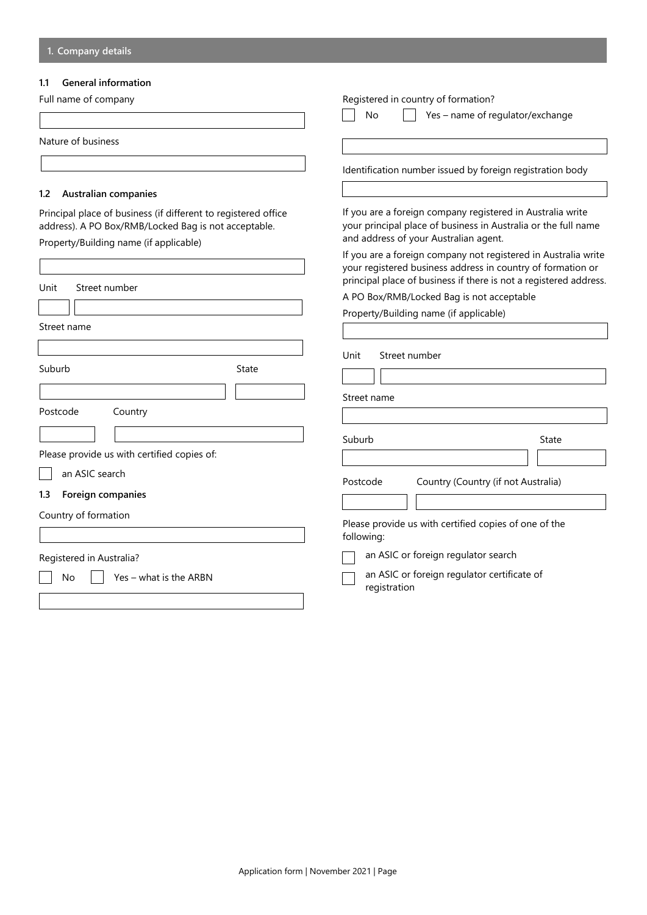## 1. Company details

### 1.1 General information

Full name of company

Nature of business

### 1.2 Australian companies

Principal place of business (if different to registered office address). A PO Box/RMB/Locked Bag is not acceptable.

Property/Building name (if applicable)

Unit Street number

Street name

Suburb State

Postcode Country

Please provide us with certified copies of:

- [ ] an ASIC search

### 1.3 Foreign companies

Country of formation

Registered in Australia?

- [ ] No
- [ ] Yes – what is the ARBN

Registered in country of formation?

- [ ] No
- [ ] Yes – name of regulator/exchange

Identification number issued by foreign registration body

If you are a foreign company registered in Australia write your principal place of business in Australia or the full name and address of your Australian agent.

If you are a foreign company not registered in Australia write your registered business address in country of formation or principal place of business if there is not a registered address.

A PO Box/RMB/Locked Bag is not acceptable

Property/Building name (if applicable)

Unit Street number

Street name

Suburb State

Postcode Country (Country (if not Australia)

Please provide us with certified copies of one of the following:

- [ ] an ASIC or foreign regulator search
- [ ] an ASIC or foreign regulator certificate of registration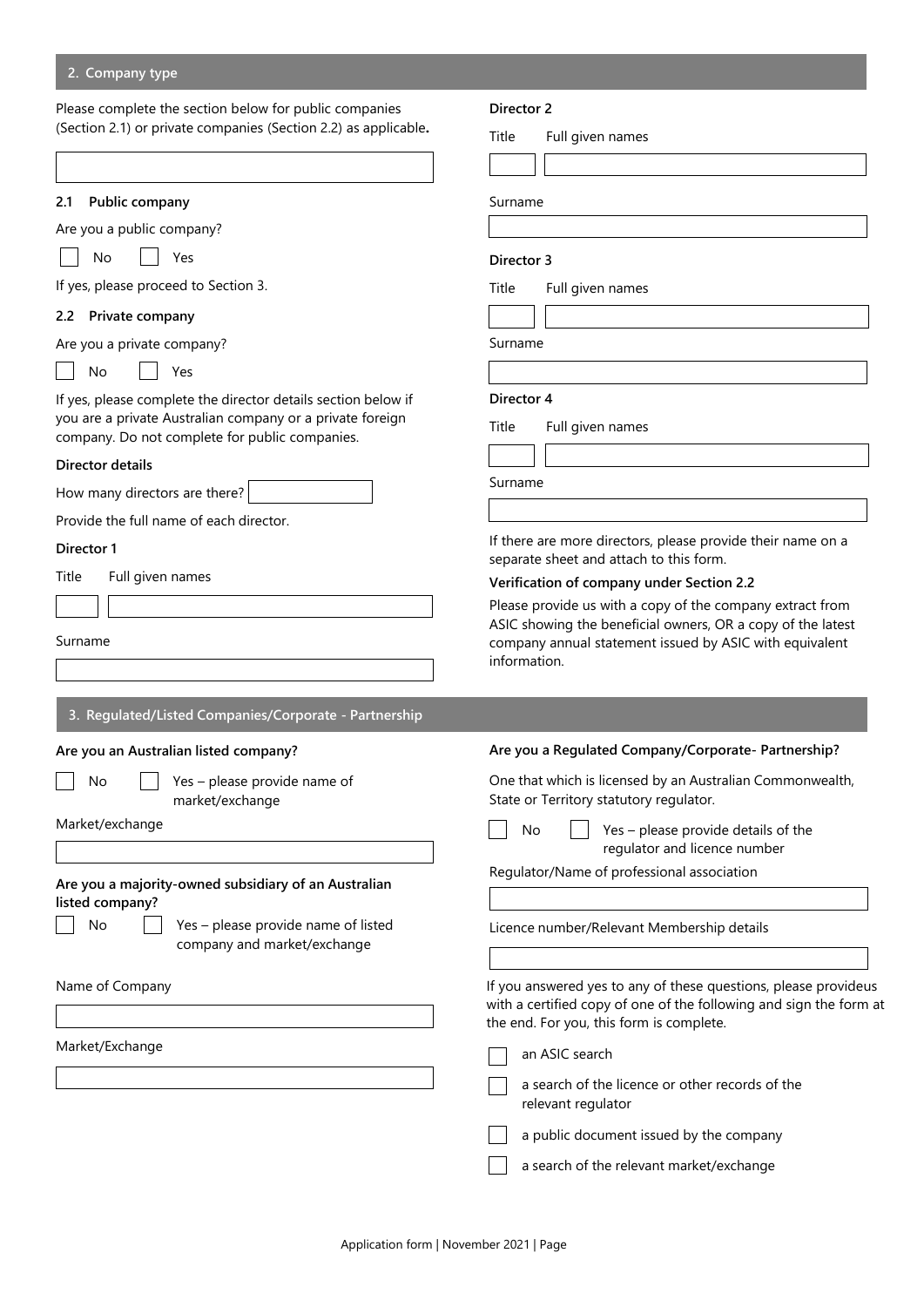## 2. Company type

Please complete the section below for public companies (Section 2.1) or private companies (Section 2.2) as applicable**.**

### 2.1 Public company

Are you a public company?

☐ No ☐ Yes

If yes, please proceed to Section 3.

### 2.2 Private company

Are you a private company?

☐ No ☐ Yes

If yes, please complete the director details section below if you are a private Australian company or a private foreign company. Do not complete for public companies.

**Director details**

How many directors are there?

Provide the full name of each director.

**Director 1**

Title Full given names

Surname

**Director 2**

Title Full given names

Surname

**Director 3**

Title Full given names

Surname

**Director 4**

Title Full given names

Surname

If there are more directors, please provide their name on a separate sheet and attach to this form.

**Verification of company under Section 2.2**

Please provide us with a copy of the company extract from ASIC showing the beneficial owners, OR a copy of the latest company annual statement issued by ASIC with equivalent information.

## 3. Regulated/Listed Companies/Corporate - Partnership

**Are you an Australian listed company?**

☐ No ☐ Yes – please provide name of market/exchange

Market/exchange

**Are you a majority-owned subsidiary of an Australian listed company?**

☐ No ☐ Yes – please provide name of listed company and market/exchange

Name of Company

Market/Exchange

**Are you a Regulated Company/Corporate- Partnership?**

One that which is licensed by an Australian Commonwealth, State or Territory statutory regulator.

☐ No ☐ Yes – please provide details of the regulator and licence number

Regulator/Name of professional association

Licence number/Relevant Membership details

If you answered yes to any of these questions, please provideus with a certified copy of one of the following and sign the form at the end. For you, this form is complete.

☐ an ASIC search

☐ a search of the licence or other records of the relevant regulator

☐ a public document issued by the company

☐ a search of the relevant market/exchange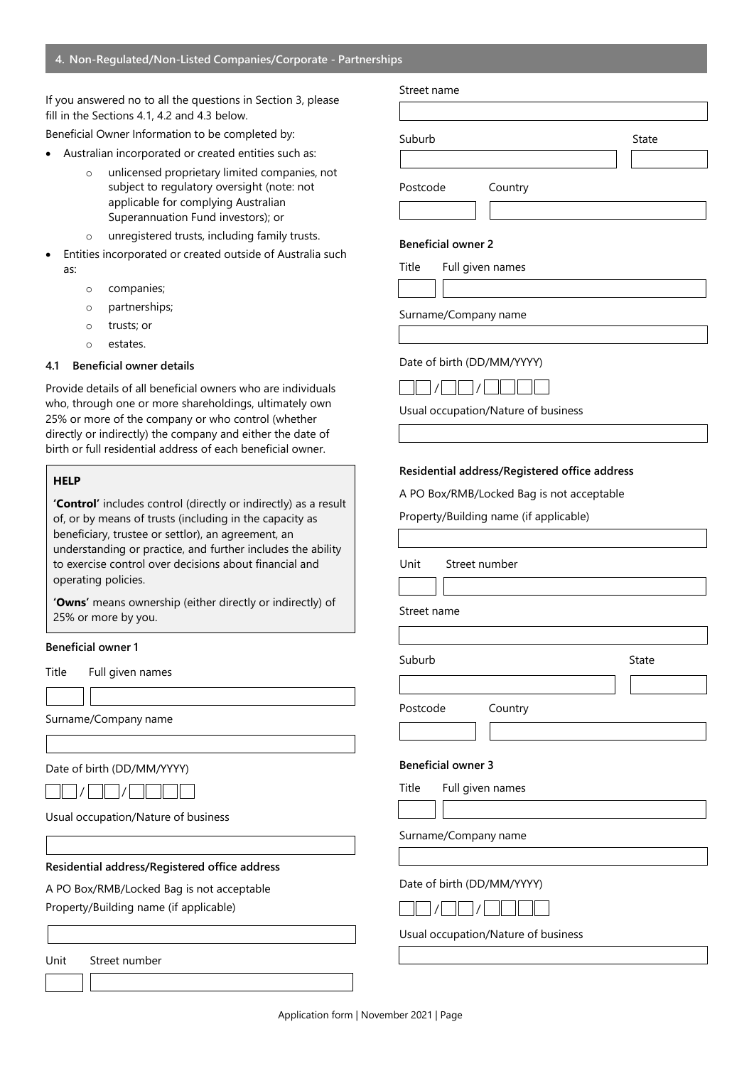## 4. Non-Regulated/Non-Listed Companies/Corporate - Partnerships

If you answered no to all the questions in Section 3, please fill in the Sections 4.1, 4.2 and 4.3 below.

Beneficial Owner Information to be completed by:

- Australian incorporated or created entities such as:
    - unlicensed proprietary limited companies, not subject to regulatory oversight (note: not applicable for complying Australian Superannuation Fund investors); or
    - unregistered trusts, including family trusts.
- Entities incorporated or created outside of Australia such as:
    - companies;
    - partnerships;
    - trusts; or
    - estates.

### 4.1 Beneficial owner details

Provide details of all beneficial owners who are individuals who, through one or more shareholdings, ultimately own 25% or more of the company or who control (whether directly or indirectly) the company and either the date of birth or full residential address of each beneficial owner.

> **HELP**
>
> **'Control'** includes control (directly or indirectly) as a result of, or by means of trusts (including in the capacity as beneficiary, trustee or settlor), an agreement, an understanding or practice, and further includes the ability to exercise control over decisions about financial and operating policies.
>
> **'Owns'** means ownership (either directly or indirectly) of 25% or more by you.

**Beneficial owner 1**

Title ______ Full given names ______________________

Surname/Company name ______________________

Date of birth (DD/MM/YYYY) __ __ / __ __ / __ __ __ __

Usual occupation/Nature of business ______________________

**Residential address/Registered office address**

A PO Box/RMB/Locked Bag is not acceptable

Property/Building name (if applicable) ______________________

Unit ______ Street number ______________________

Street name ______________________

Suburb ______________________ State ______

Postcode ______ Country ______________________

**Beneficial owner 2**

Title ______ Full given names ______________________

Surname/Company name ______________________

Date of birth (DD/MM/YYYY) __ __ / __ __ / __ __ __ __

Usual occupation/Nature of business ______________________

**Residential address/Registered office address**

A PO Box/RMB/Locked Bag is not acceptable

Property/Building name (if applicable) ______________________

Unit ______ Street number ______________________

Street name ______________________

Suburb ______________________ State ______

Postcode ______ Country ______________________

**Beneficial owner 3**

Title ______ Full given names ______________________

Surname/Company name ______________________

Date of birth (DD/MM/YYYY) __ __ / __ __ / __ __ __ __

Usual occupation/Nature of business ______________________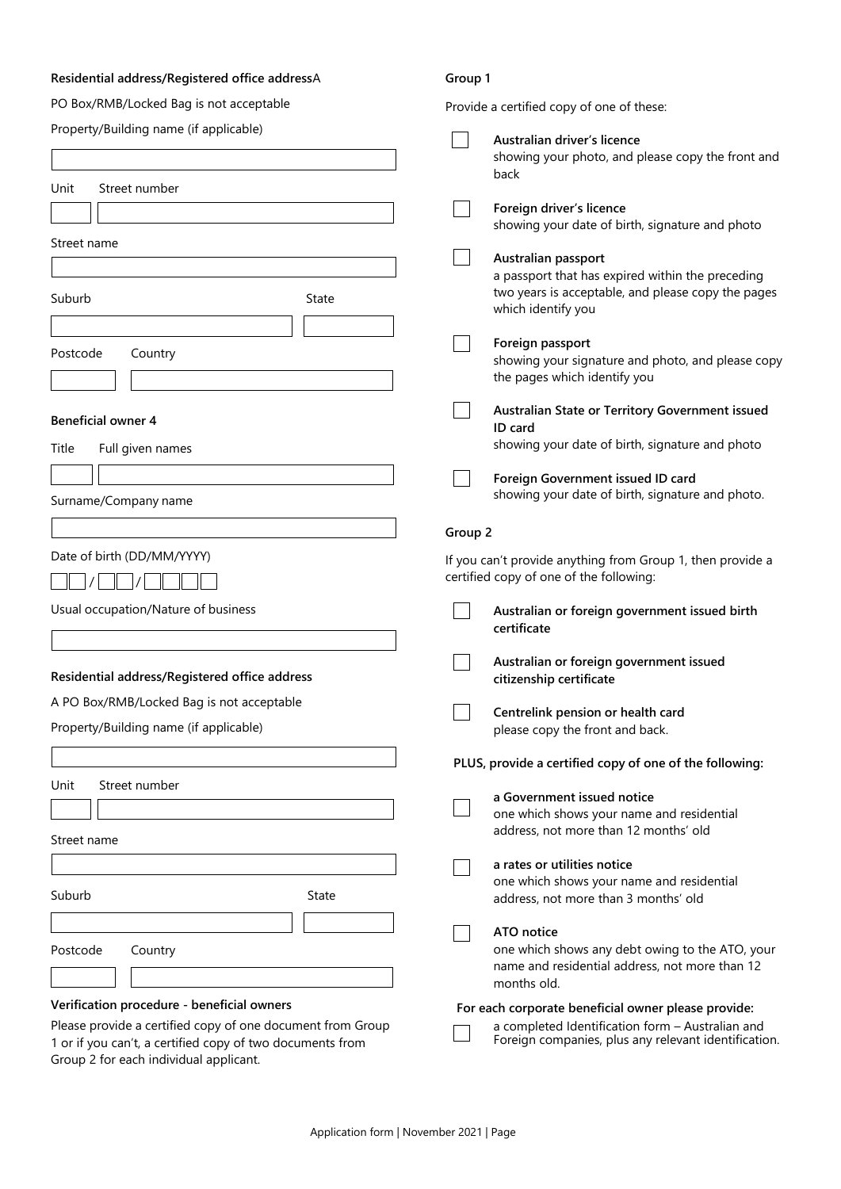**Residential address/Registered office address**A

PO Box/RMB/Locked Bag is not acceptable

Property/Building name (if applicable)

Unit Street number

Street name

Suburb State

Postcode Country

**Beneficial owner 4**

Title Full given names

Surname/Company name

Date of birth (DD/MM/YYYY)

☐☐ / ☐☐ / ☐☐☐☐

Usual occupation/Nature of business

**Residential address/Registered office address**

A PO Box/RMB/Locked Bag is not acceptable

Property/Building name (if applicable)

Unit Street number

Street name

Suburb State

Postcode Country

**Verification procedure - beneficial owners**

Please provide a certified copy of one document from Group 1 or if you can't, a certified copy of two documents from Group 2 for each individual applicant.

**Group 1**

Provide a certified copy of one of these:

- ☐ **Australian driver's licence**
  showing your photo, and please copy the front and back
- ☐ **Foreign driver's licence**
  showing your date of birth, signature and photo
- ☐ **Australian passport**
  a passport that has expired within the preceding two years is acceptable, and please copy the pages which identify you
- ☐ **Foreign passport**
  showing your signature and photo, and please copy the pages which identify you
- ☐ **Australian State or Territory Government issued ID card**
  showing your date of birth, signature and photo
- ☐ **Foreign Government issued ID card**
  showing your date of birth, signature and photo.

**Group 2**

If you can't provide anything from Group 1, then provide a certified copy of one of the following:

- ☐ **Australian or foreign government issued birth certificate**
- ☐ **Australian or foreign government issued citizenship certificate**
- ☐ **Centrelink pension or health card**
  please copy the front and back.

**PLUS, provide a certified copy of one of the following:**

- ☐ **a Government issued notice**
  one which shows your name and residential address, not more than 12 months' old
- ☐ **a rates or utilities notice**
  one which shows your name and residential address, not more than 3 months' old
- ☐ **ATO notice**
  one which shows any debt owing to the ATO, your name and residential address, not more than 12 months old.

**For each corporate beneficial owner please provide:**

- ☐ a completed Identification form – Australian and Foreign companies, plus any relevant identification.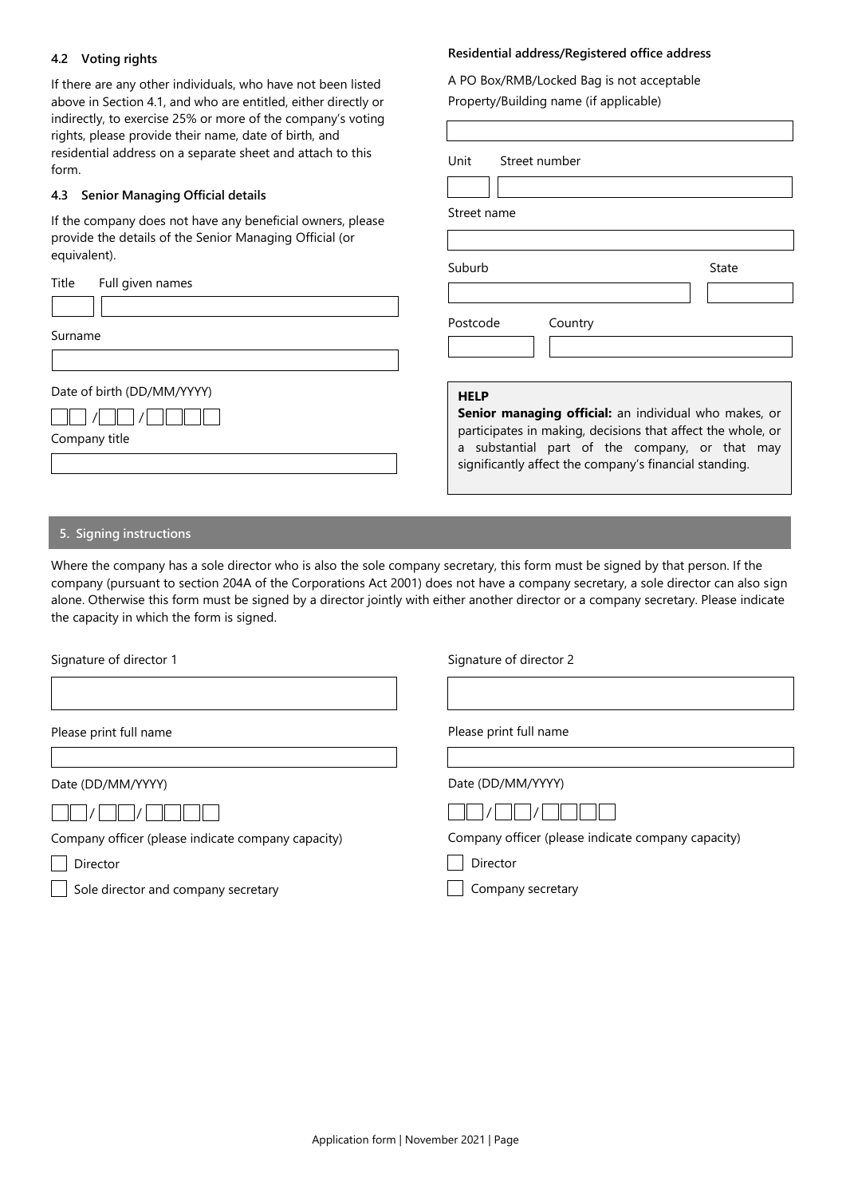### 4.2 Voting rights

If there are any other individuals, who have not been listed above in Section 4.1, and who are entitled, either directly or indirectly, to exercise 25% or more of the company's voting rights, please provide their name, date of birth, and residential address on a separate sheet and attach to this form.

### 4.3 Senior Managing Official details

If the company does not have any beneficial owners, please provide the details of the Senior Managing Official (or equivalent).

Title Full given names

Surname

Date of birth (DD/MM/YYYY)

&#9744;&#9744; / &#9744;&#9744; / &#9744;&#9744;&#9744;&#9744;

Company title

**Residential address/Registered office address**

A PO Box/RMB/Locked Bag is not acceptable

Property/Building name (if applicable)

Unit Street number

Street name

Suburb State

Postcode Country

**HELP**

**Senior managing official:** an individual who makes, or participates in making, decisions that affect the whole, or a substantial part of the company, or that may significantly affect the company's financial standing.

## 5. Signing instructions

Where the company has a sole director who is also the sole company secretary, this form must be signed by that person. If the company (pursuant to section 204A of the Corporations Act 2001) does not have a company secretary, a sole director can also sign alone. Otherwise this form must be signed by a director jointly with either another director or a company secretary. Please indicate the capacity in which the form is signed.

Signature of director 1

Please print full name

Date (DD/MM/YYYY)

&#9744;&#9744; / &#9744;&#9744; / &#9744;&#9744;&#9744;&#9744;

Company officer (please indicate company capacity)

- [ ] Director
- [ ] Sole director and company secretary

Signature of director 2

Please print full name

Date (DD/MM/YYYY)

&#9744;&#9744; / &#9744;&#9744; / &#9744;&#9744;&#9744;&#9744;

Company officer (please indicate company capacity)

- [ ] Director
- [ ] Company secretary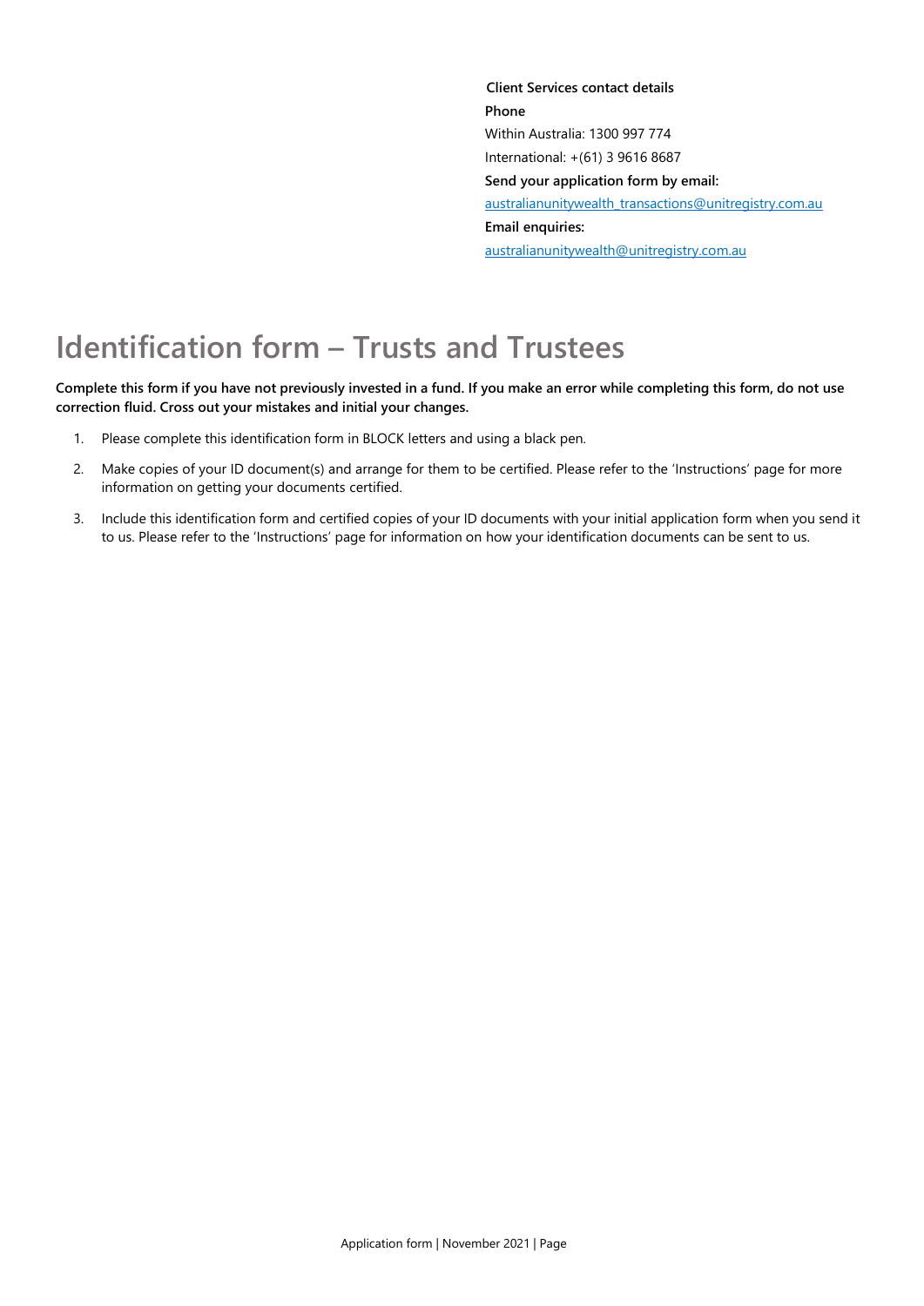**Client Services contact details**

**Phone**

Within Australia: 1300 997 774

International: +(61) 3 9616 8687

**Send your application form by email:**

australianunitywealth_transactions@unitregistry.com.au

**Email enquiries:**

australianunitywealth@unitregistry.com.au

# Identification form – Trusts and Trustees

**Complete this form if you have not previously invested in a fund. If you make an error while completing this form, do not use correction fluid. Cross out your mistakes and initial your changes.**

1. Please complete this identification form in BLOCK letters and using a black pen.
2. Make copies of your ID document(s) and arrange for them to be certified. Please refer to the 'Instructions' page for more information on getting your documents certified.
3. Include this identification form and certified copies of your ID documents with your initial application form when you send it to us. Please refer to the 'Instructions' page for information on how your identification documents can be sent to us.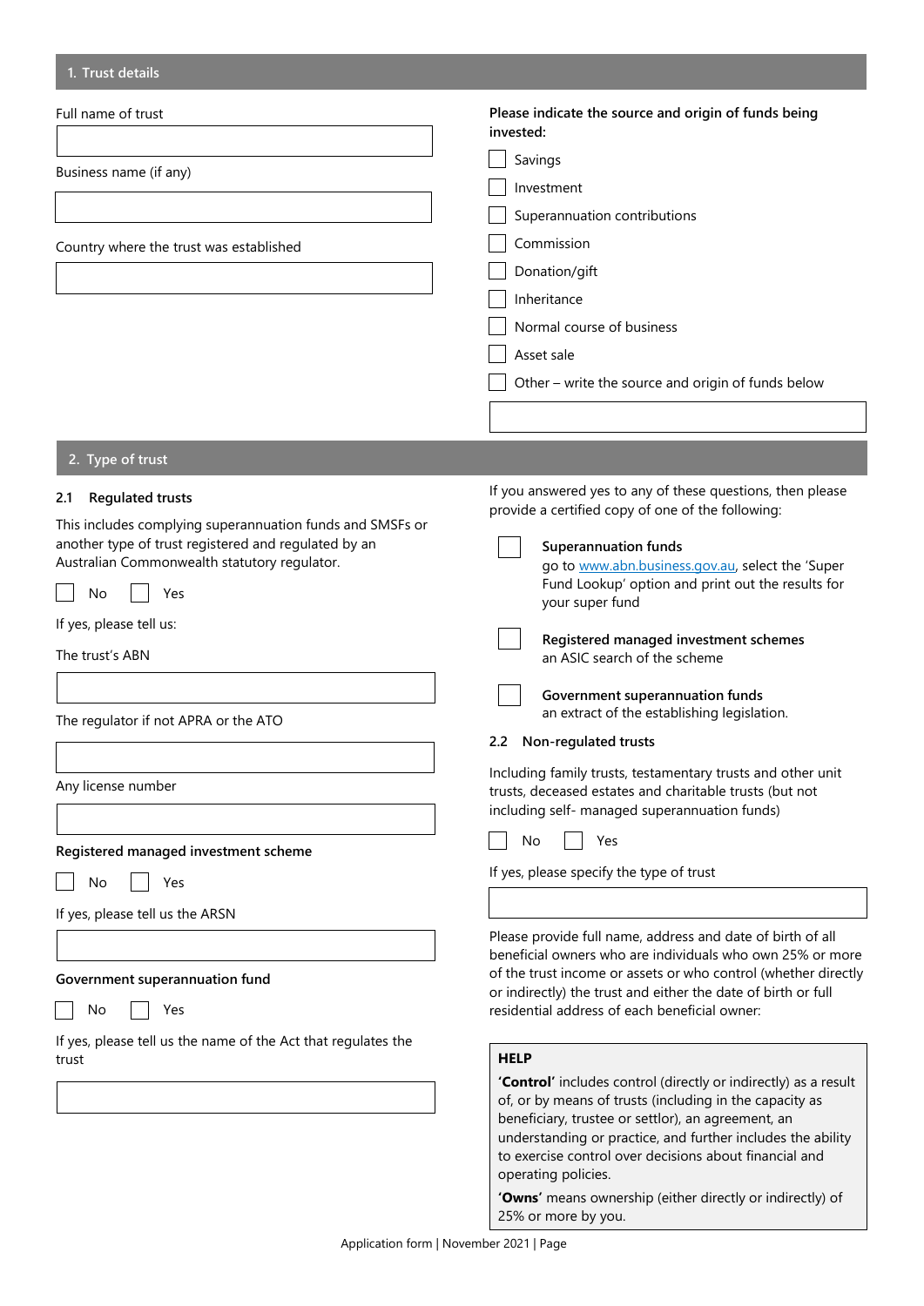## 1. Trust details

Full name of trust

______________________

Business name (if any)

______________________

Country where the trust was established

______________________

**Please indicate the source and origin of funds being invested:**

- ☐ Savings
- ☐ Investment
- ☐ Superannuation contributions
- ☐ Commission
- ☐ Donation/gift
- ☐ Inheritance
- ☐ Normal course of business
- ☐ Asset sale
- ☐ Other – write the source and origin of funds below

______________________

## 2. Type of trust

### 2.1 Regulated trusts

This includes complying superannuation funds and SMSFs or another type of trust registered and regulated by an Australian Commonwealth statutory regulator.

☐ No ☐ Yes

If yes, please tell us:

The trust's ABN

______________________

The regulator if not APRA or the ATO

______________________

Any license number

______________________

**Registered managed investment scheme**

☐ No ☐ Yes

If yes, please tell us the ARSN

______________________

**Government superannuation fund**

☐ No ☐ Yes

If yes, please tell us the name of the Act that regulates the trust

______________________

If you answered yes to any of these questions, then please provide a certified copy of one of the following:

- ☐ **Superannuation funds**
  go to www.abn.business.gov.au, select the 'Super Fund Lookup' option and print out the results for your super fund
- ☐ **Registered managed investment schemes**
  an ASIC search of the scheme
- ☐ **Government superannuation funds**
  an extract of the establishing legislation.

### 2.2 Non-regulated trusts

Including family trusts, testamentary trusts and other unit trusts, deceased estates and charitable trusts (but not including self- managed superannuation funds)

☐ No ☐ Yes

If yes, please specify the type of trust

______________________

Please provide full name, address and date of birth of all beneficial owners who are individuals who own 25% or more of the trust income or assets or who control (whether directly or indirectly) the trust and either the date of birth or full residential address of each beneficial owner:

> **HELP**
>
> **'Control'** includes control (directly or indirectly) as a result of, or by means of trusts (including in the capacity as beneficiary, trustee or settlor), an agreement, an understanding or practice, and further includes the ability to exercise control over decisions about financial and operating policies.
>
> **'Owns'** means ownership (either directly or indirectly) of 25% or more by you.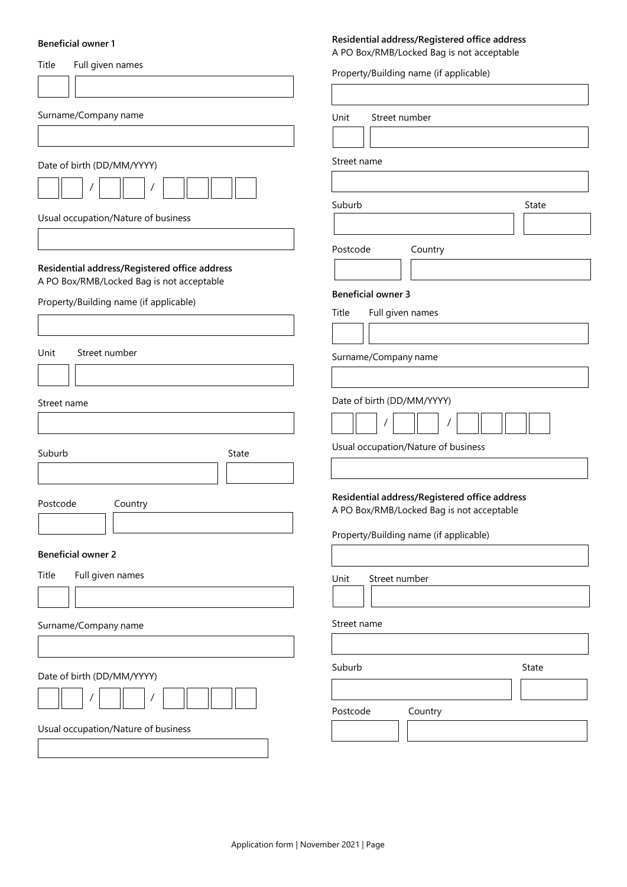**Beneficial owner 1**

Title Full given names

Surname/Company name

Date of birth (DD/MM/YYYY)

/ /

Usual occupation/Nature of business

**Residential address/Registered office address**
A PO Box/RMB/Locked Bag is not acceptable

Property/Building name (if applicable)

Unit Street number

Street name

Suburb State

Postcode Country

**Beneficial owner 2**

Title Full given names

Surname/Company name

Date of birth (DD/MM/YYYY)

/ /

Usual occupation/Nature of business

**Residential address/Registered office address**
A PO Box/RMB/Locked Bag is not acceptable

Property/Building name (if applicable)

Unit Street number

Street name

Suburb State

Postcode Country

**Beneficial owner 3**

Title Full given names

Surname/Company name

Date of birth (DD/MM/YYYY)

/ /

Usual occupation/Nature of business

**Residential address/Registered office address**
A PO Box/RMB/Locked Bag is not acceptable

Property/Building name (if applicable)

Unit Street number

Street name

Suburb State

Postcode Country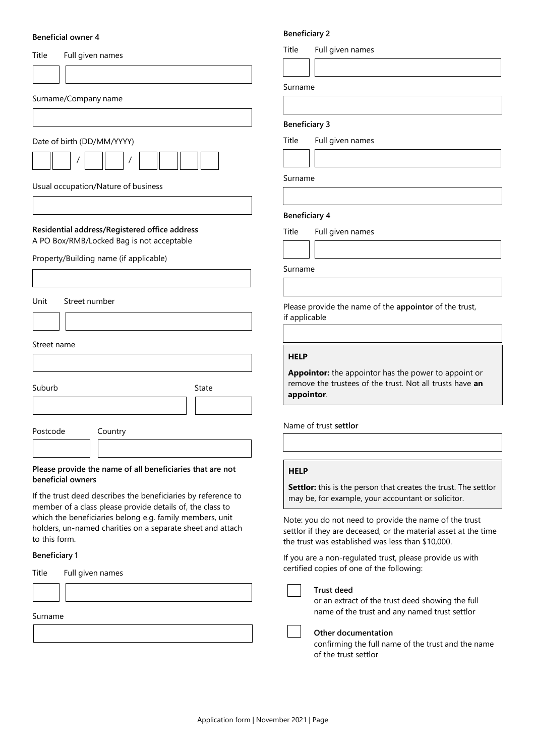**Beneficial owner 4**

Title | Full given names

Surname/Company name

Date of birth (DD/MM/YYYY)

Usual occupation/Nature of business

**Residential address/Registered office address**
A PO Box/RMB/Locked Bag is not acceptable

Property/Building name (if applicable)

Unit | Street number

Street name

Suburb | State

Postcode | Country

**Please provide the name of all beneficiaries that are not beneficial owners**

If the trust deed describes the beneficiaries by reference to member of a class please provide details of, the class to which the beneficiaries belong e.g. family members, unit holders, un-named charities on a separate sheet and attach to this form.

**Beneficiary 1**

Title | Full given names

Surname

**Beneficiary 2**

Title | Full given names

Surname

**Beneficiary 3**

Title | Full given names

Surname

**Beneficiary 4**

Title | Full given names

Surname

Please provide the name of the **appointor** of the trust, if applicable

> **HELP**
>
> **Appointor:** the appointor has the power to appoint or remove the trustees of the trust. Not all trusts have **an appointor**.

Name of trust **settlor**

> **HELP**
>
> **Settlor:** this is the person that creates the trust. The settlor may be, for example, your accountant or solicitor.

Note: you do not need to provide the name of the trust settlor if they are deceased, or the material asset at the time the trust was established was less than $10,000.

If you are a non-regulated trust, please provide us with certified copies of one of the following:

- ☐ **Trust deed**
  or an extract of the trust deed showing the full name of the trust and any named trust settlor
- ☐ **Other documentation**
  confirming the full name of the trust and the name of the trust settlor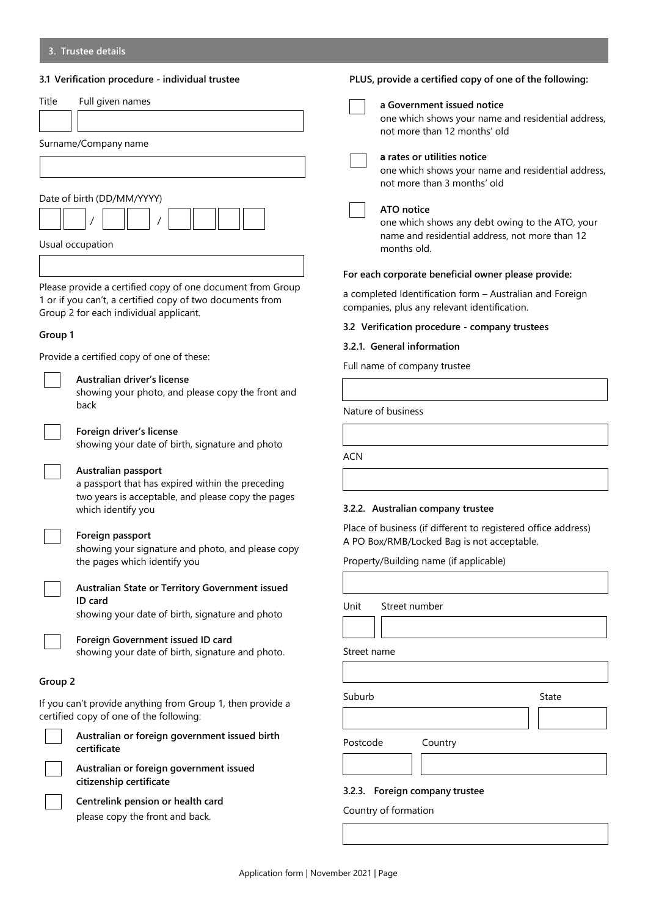## 3. Trustee details

### 3.1 Verification procedure - individual trustee

Title | Full given names

Surname/Company name

Date of birth (DD/MM/YYYY)

__ __ / __ __ / __ __ __ __

Usual occupation

Please provide a certified copy of one document from Group 1 or if you can't, a certified copy of two documents from Group 2 for each individual applicant.

**Group 1**

Provide a certified copy of one of these:

- ☐ **Australian driver's license**
  showing your photo, and please copy the front and back
- ☐ **Foreign driver's license**
  showing your date of birth, signature and photo
- ☐ **Australian passport**
  a passport that has expired within the preceding two years is acceptable, and please copy the pages which identify you
- ☐ **Foreign passport**
  showing your signature and photo, and please copy the pages which identify you
- ☐ **Australian State or Territory Government issued ID card**
  showing your date of birth, signature and photo
- ☐ **Foreign Government issued ID card**
  showing your date of birth, signature and photo.

**Group 2**

If you can't provide anything from Group 1, then provide a certified copy of one of the following:

- ☐ **Australian or foreign government issued birth certificate**
- ☐ **Australian or foreign government issued citizenship certificate**
- ☐ **Centrelink pension or health card**
  please copy the front and back.

**PLUS, provide a certified copy of one of the following:**

- ☐ **a Government issued notice**
  one which shows your name and residential address, not more than 12 months' old
- ☐ **a rates or utilities notice**
  one which shows your name and residential address, not more than 3 months' old
- ☐ **ATO notice**
  one which shows any debt owing to the ATO, your name and residential address, not more than 12 months old.

**For each corporate beneficial owner please provide:**

a completed Identification form – Australian and Foreign companies, plus any relevant identification.

### 3.2 Verification procedure - company trustees

#### 3.2.1. General information

Full name of company trustee

Nature of business

ACN

#### 3.2.2. Australian company trustee

Place of business (if different to registered office address)
A PO Box/RMB/Locked Bag is not acceptable.

Property/Building name (if applicable)

Unit | Street number

Street name

Suburb | State

Postcode | Country

#### 3.2.3. Foreign company trustee

Country of formation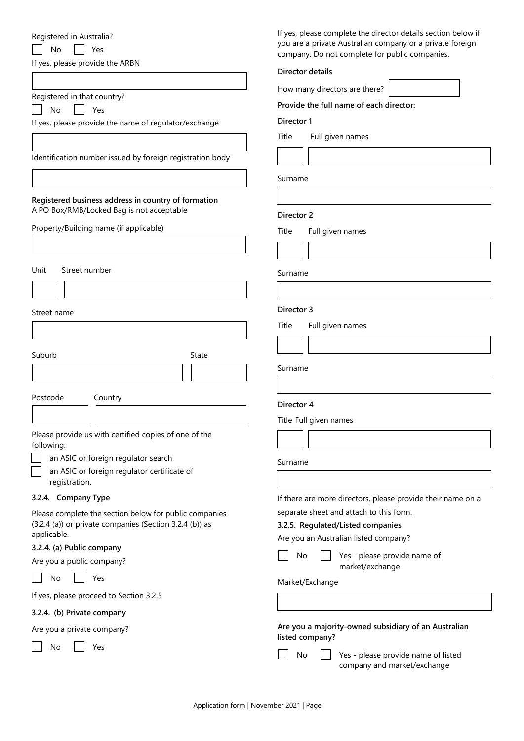Registered in Australia?

☐ No ☐ Yes

If yes, please provide the ARBN

Registered in that country?

☐ No ☐ Yes

If yes, please provide the name of regulator/exchange

Identification number issued by foreign registration body

**Registered business address in country of formation**
A PO Box/RMB/Locked Bag is not acceptable

Property/Building name (if applicable)

Unit Street number

Street name

Suburb State

Postcode Country

Please provide us with certified copies of one of the following:

☐ an ASIC or foreign regulator search

☐ an ASIC or foreign regulator certificate of registration.

### 3.2.4. Company Type

Please complete the section below for public companies (3.2.4 (a)) or private companies (Section 3.2.4 (b)) as applicable.

#### 3.2.4. (a) Public company

Are you a public company?

☐ No ☐ Yes

If yes, please proceed to Section 3.2.5

#### 3.2.4. (b) Private company

Are you a private company?

☐ No ☐ Yes

If yes, please complete the director details section below if you are a private Australian company or a private foreign company. Do not complete for public companies.

**Director details**

How many directors are there?

**Provide the full name of each director:**

**Director 1**

Title Full given names

Surname

**Director 2**

Title Full given names

Surname

**Director 3**

Title Full given names

Surname

**Director 4**

Title Full given names

Surname

If there are more directors, please provide their name on a separate sheet and attach to this form.

### 3.2.5. Regulated/Listed companies

Are you an Australian listed company?

☐ No ☐ Yes - please provide name of market/exchange

Market/Exchange

**Are you a majority-owned subsidiary of an Australian listed company?**

☐ No ☐ Yes - please provide name of listed company and market/exchange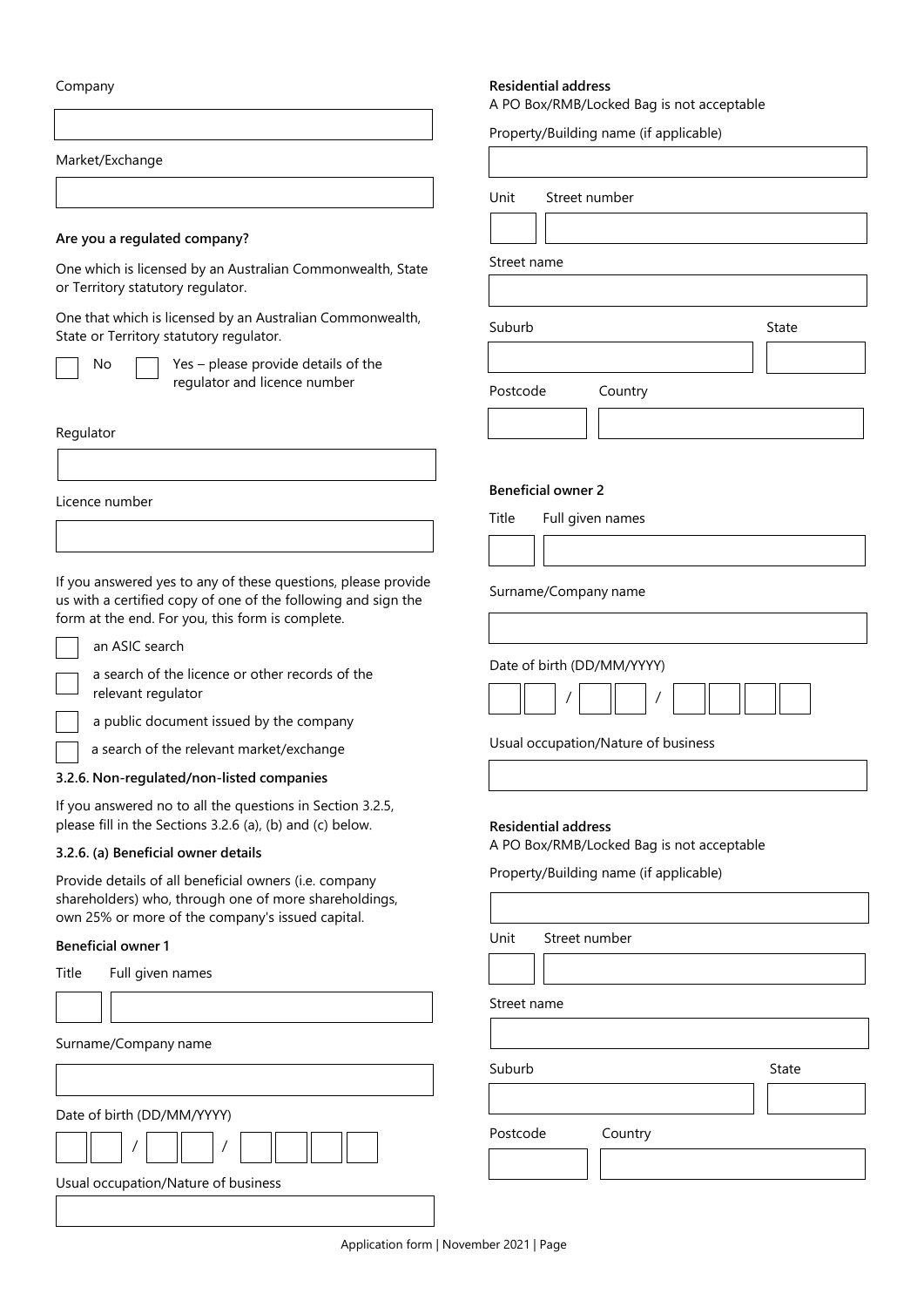Company

Market/Exchange

**Are you a regulated company?**

One which is licensed by an Australian Commonwealth, State or Territory statutory regulator.

One that which is licensed by an Australian Commonwealth, State or Territory statutory regulator.

☐ No ☐ Yes – please provide details of the regulator and licence number

Regulator

Licence number

If you answered yes to any of these questions, please provide us with a certified copy of one of the following and sign the form at the end. For you, this form is complete.

☐ an ASIC search

☐ a search of the licence or other records of the relevant regulator

☐ a public document issued by the company

☐ a search of the relevant market/exchange

**3.2.6. Non-regulated/non-listed companies**

If you answered no to all the questions in Section 3.2.5, please fill in the Sections 3.2.6 (a), (b) and (c) below.

**3.2.6. (a) Beneficial owner details**

Provide details of all beneficial owners (i.e. company shareholders) who, through one of more shareholdings, own 25% or more of the company's issued capital.

**Beneficial owner 1**

Title Full given names

Surname/Company name

Date of birth (DD/MM/YYYY)

☐☐ / ☐☐ / ☐☐☐☐

Usual occupation/Nature of business

**Residential address**
A PO Box/RMB/Locked Bag is not acceptable

Property/Building name (if applicable)

Unit Street number

Street name

Suburb State

Postcode Country

**Beneficial owner 2**

Title Full given names

Surname/Company name

Date of birth (DD/MM/YYYY)

☐☐ / ☐☐ / ☐☐☐☐

Usual occupation/Nature of business

**Residential address**
A PO Box/RMB/Locked Bag is not acceptable

Property/Building name (if applicable)

Unit Street number

Street name

Suburb State

Postcode Country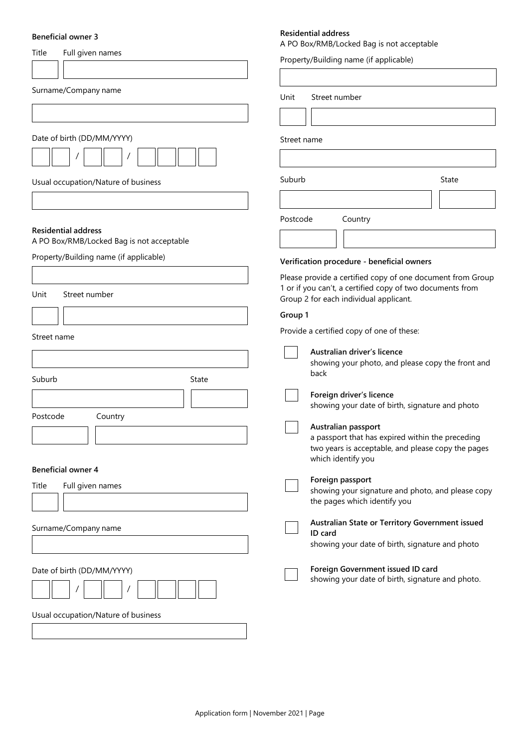**Beneficial owner 3**

Title | Full given names

Surname/Company name

Date of birth (DD/MM/YYYY)

/ /

Usual occupation/Nature of business

**Residential address**

A PO Box/RMB/Locked Bag is not acceptable

Property/Building name (if applicable)

Unit | Street number

Street name

Suburb | State

Postcode | Country

**Beneficial owner 4**

Title | Full given names

Surname/Company name

Date of birth (DD/MM/YYYY)

/ /

Usual occupation/Nature of business

**Residential address**

A PO Box/RMB/Locked Bag is not acceptable

Property/Building name (if applicable)

Unit | Street number

Street name

Suburb | State

Postcode | Country

**Verification procedure - beneficial owners**

Please provide a certified copy of one document from Group 1 or if you can't, a certified copy of two documents from Group 2 for each individual applicant.

**Group 1**

Provide a certified copy of one of these:

- ☐ **Australian driver's licence**
  showing your photo, and please copy the front and back
- ☐ **Foreign driver's licence**
  showing your date of birth, signature and photo
- ☐ **Australian passport**
  a passport that has expired within the preceding two years is acceptable, and please copy the pages which identify you
- ☐ **Foreign passport**
  showing your signature and photo, and please copy the pages which identify you
- ☐ **Australian State or Territory Government issued ID card**
  showing your date of birth, signature and photo
- ☐ **Foreign Government issued ID card**
  showing your date of birth, signature and photo.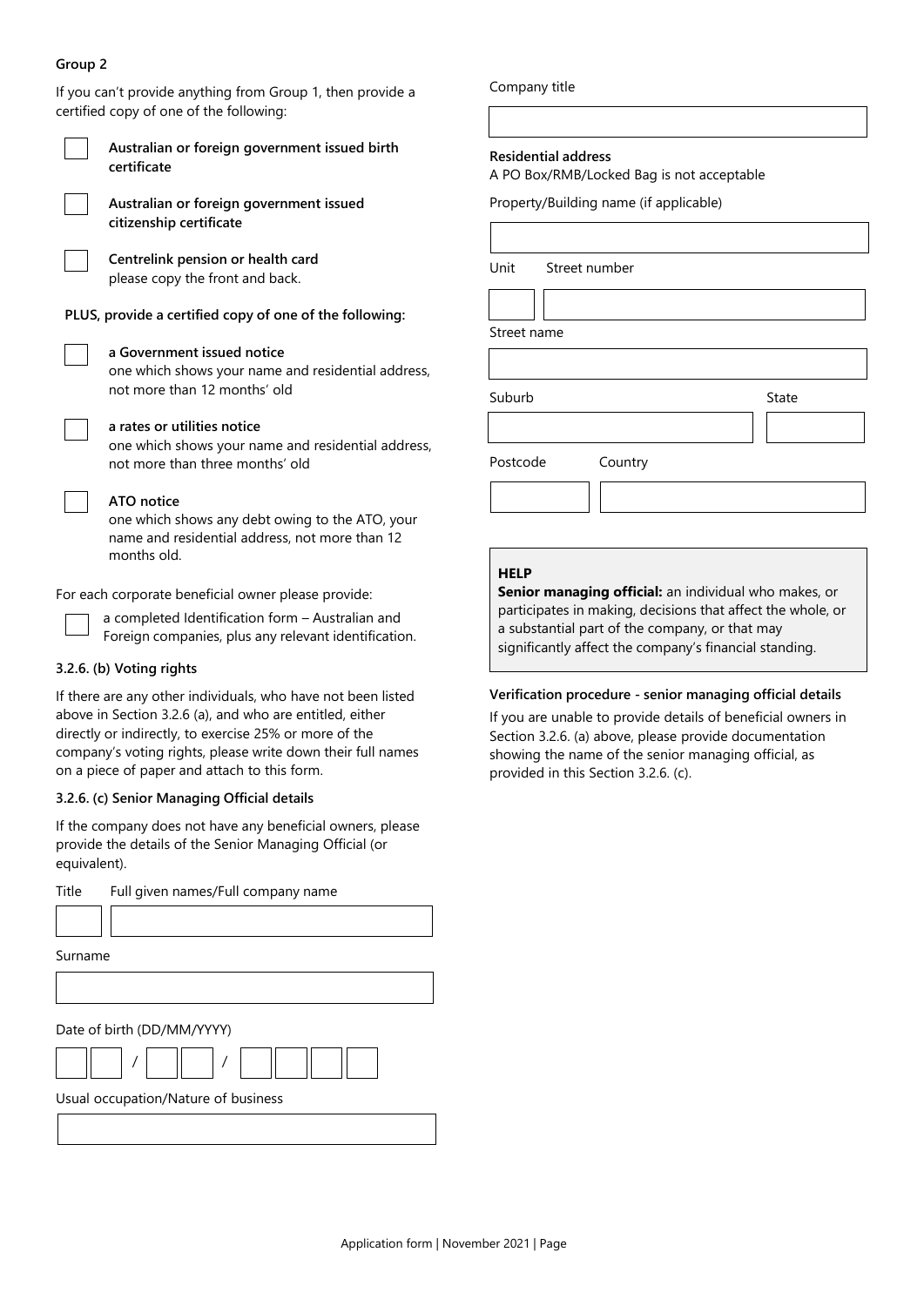**Group 2**

If you can't provide anything from Group 1, then provide a certified copy of one of the following:

- ☐ **Australian or foreign government issued birth certificate**
- ☐ **Australian or foreign government issued citizenship certificate**
- ☐ **Centrelink pension or health card**
  please copy the front and back.

**PLUS, provide a certified copy of one of the following:**

- ☐ **a Government issued notice**
  one which shows your name and residential address, not more than 12 months' old
- ☐ **a rates or utilities notice**
  one which shows your name and residential address, not more than three months' old
- ☐ **ATO notice**
  one which shows any debt owing to the ATO, your name and residential address, not more than 12 months old.

For each corporate beneficial owner please provide:

- ☐ a completed Identification form – Australian and Foreign companies, plus any relevant identification.

**3.2.6. (b) Voting rights**

If there are any other individuals, who have not been listed above in Section 3.2.6 (a), and who are entitled, either directly or indirectly, to exercise 25% or more of the company's voting rights, please write down their full names on a piece of paper and attach to this form.

**3.2.6. (c) Senior Managing Official details**

If the company does not have any beneficial owners, please provide the details of the Senior Managing Official (or equivalent).

Title ______ Full given names/Full company name ______

Surname ______

Date of birth (DD/MM/YYYY) __ __ / __ __ / __ __ __ __

Usual occupation/Nature of business ______

Company title ______

**Residential address**
A PO Box/RMB/Locked Bag is not acceptable

Property/Building name (if applicable) ______

Unit ______ Street number ______

Street name ______

Suburb ______ State ______

Postcode ______ Country ______

> **HELP**
> **Senior managing official:** an individual who makes, or participates in making, decisions that affect the whole, or a substantial part of the company, or that may significantly affect the company's financial standing.

**Verification procedure - senior managing official details**

If you are unable to provide details of beneficial owners in Section 3.2.6. (a) above, please provide documentation showing the name of the senior managing official, as provided in this Section 3.2.6. (c).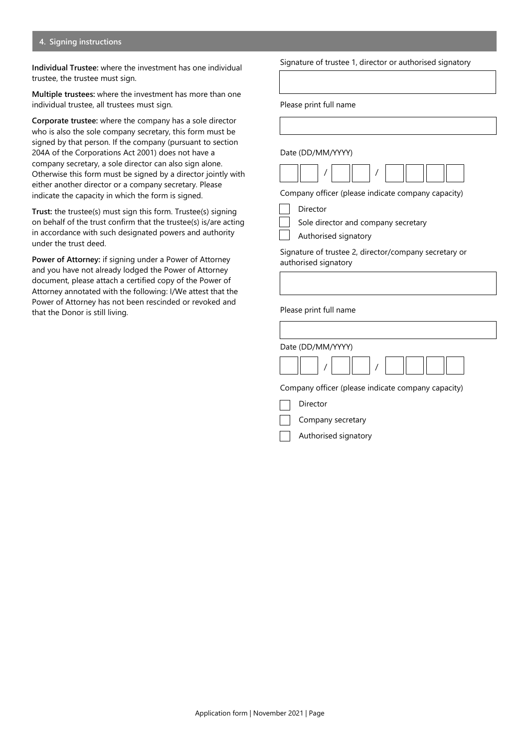## 4. Signing instructions

**Individual Trustee:** where the investment has one individual trustee, the trustee must sign.

**Multiple trustees:** where the investment has more than one individual trustee, all trustees must sign.

**Corporate trustee:** where the company has a sole director who is also the sole company secretary, this form must be signed by that person. If the company (pursuant to section 204A of the Corporations Act 2001) does not have a company secretary, a sole director can also sign alone. Otherwise this form must be signed by a director jointly with either another director or a company secretary. Please indicate the capacity in which the form is signed.

**Trust:** the trustee(s) must sign this form. Trustee(s) signing on behalf of the trust confirm that the trustee(s) is/are acting in accordance with such designated powers and authority under the trust deed.

**Power of Attorney:** if signing under a Power of Attorney and you have not already lodged the Power of Attorney document, please attach a certified copy of the Power of Attorney annotated with the following: I/We attest that the Power of Attorney has not been rescinded or revoked and that the Donor is still living.

Signature of trustee 1, director or authorised signatory

Please print full name

Date (DD/MM/YYYY)

__ __ / __ __ / __ __ __ __

Company officer (please indicate company capacity)

- [ ] Director
- [ ] Sole director and company secretary
- [ ] Authorised signatory

Signature of trustee 2, director/company secretary or authorised signatory

Please print full name

Date (DD/MM/YYYY)

__ __ / __ __ / __ __ __ __

Company officer (please indicate company capacity)

- [ ] Director
- [ ] Company secretary
- [ ] Authorised signatory

Application form | November 2021 | Page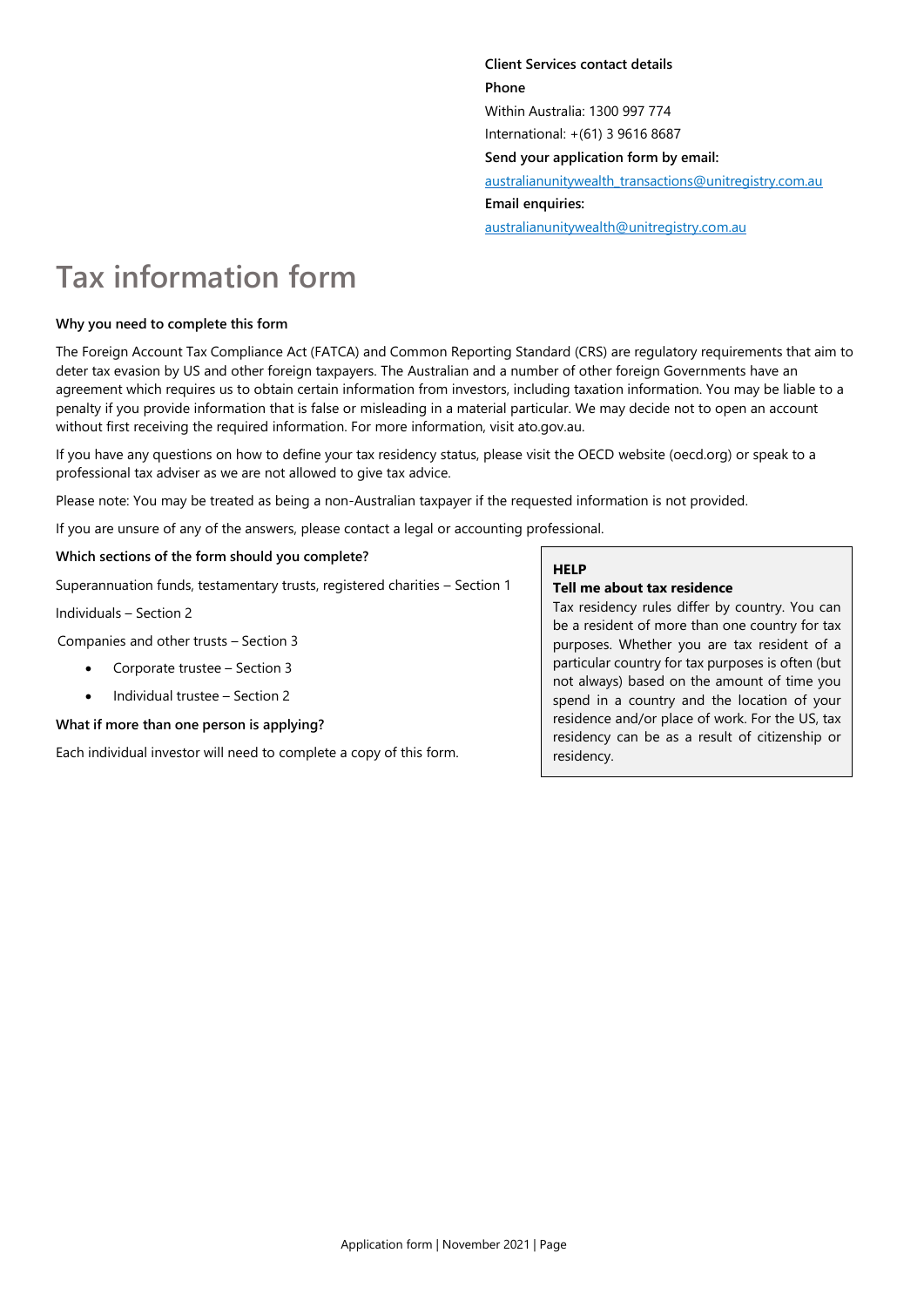**Client Services contact details**

**Phone**

Within Australia: 1300 997 774

International: +(61) 3 9616 8687

**Send your application form by email:**

australianunitywealth_transactions@unitregistry.com.au

**Email enquiries:**

australianunitywealth@unitregistry.com.au

# Tax information form

**Why you need to complete this form**

The Foreign Account Tax Compliance Act (FATCA) and Common Reporting Standard (CRS) are regulatory requirements that aim to deter tax evasion by US and other foreign taxpayers. The Australian and a number of other foreign Governments have an agreement which requires us to obtain certain information from investors, including taxation information. You may be liable to a penalty if you provide information that is false or misleading in a material particular. We may decide not to open an account without first receiving the required information. For more information, visit ato.gov.au.

If you have any questions on how to define your tax residency status, please visit the OECD website (oecd.org) or speak to a professional tax adviser as we are not allowed to give tax advice.

Please note: You may be treated as being a non-Australian taxpayer if the requested information is not provided.

If you are unsure of any of the answers, please contact a legal or accounting professional.

**Which sections of the form should you complete?**

Superannuation funds, testamentary trusts, registered charities – Section 1

Individuals – Section 2

Companies and other trusts – Section 3

- Corporate trustee – Section 3
- Individual trustee – Section 2

**What if more than one person is applying?**

Each individual investor will need to complete a copy of this form.

**HELP**

**Tell me about tax residence**

Tax residency rules differ by country. You can be a resident of more than one country for tax purposes. Whether you are tax resident of a particular country for tax purposes is often (but not always) based on the amount of time you spend in a country and the location of your residence and/or place of work. For the US, tax residency can be as a result of citizenship or residency.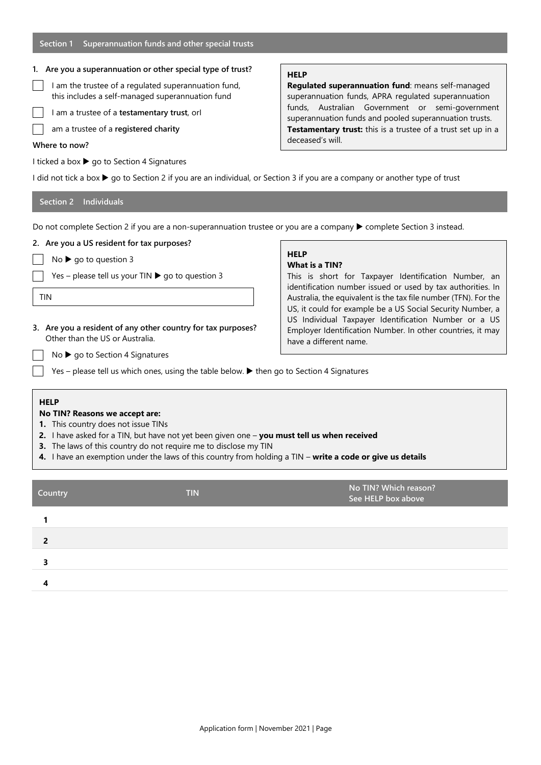## Section 1 Superannuation funds and other special trusts

**1. Are you a superannuation or other special type of trust?**

- ☐ I am the trustee of a regulated superannuation fund, this includes a self-managed superannuation fund
- ☐ I am a trustee of a **testamentary trust**, orI
- ☐ am a trustee of a **registered charity**

> **HELP**
> **Regulated superannuation fund**: means self-managed superannuation funds, APRA regulated superannuation funds, Australian Government or semi-government superannuation funds and pooled superannuation trusts.
> **Testamentary trust:** this is a trustee of a trust set up in a deceased's will.

**Where to now?**

I ticked a box ▶ go to Section 4 Signatures

I did not tick a box ▶ go to Section 2 if you are an individual, or Section 3 if you are a company or another type of trust

## Section 2 Individuals

Do not complete Section 2 if you are a non-superannuation trustee or you are a company ▶ complete Section 3 instead.

**2. Are you a US resident for tax purposes?**

- ☐ No ▶ go to question 3
- ☐ Yes – please tell us your TIN ▶ go to question 3

TIN: ____________________

> **HELP**
> **What is a TIN?**
> This is short for Taxpayer Identification Number, an identification number issued or used by tax authorities. In Australia, the equivalent is the tax file number (TFN). For the US, it could for example be a US Social Security Number, a US Individual Taxpayer Identification Number or a US Employer Identification Number. In other countries, it may have a different name.

**3. Are you a resident of any other country for tax purposes?**
Other than the US or Australia.

- ☐ No ▶ go to Section 4 Signatures
- ☐ Yes – please tell us which ones, using the table below. ▶ then go to Section 4 Signatures

> **HELP**
> **No TIN? Reasons we accept are:**
> 1. This country does not issue TINs
> 2. I have asked for a TIN, but have not yet been given one – **you must tell us when received**
> 3. The laws of this country do not require me to disclose my TIN
> 4. I have an exemption under the laws of this country from holding a TIN – **write a code or give us details**

| Country | TIN | No TIN? Which reason? See HELP box above |
|---|---|---|
| 1 | | |
| 2 | | |
| 3 | | |
| 4 | | |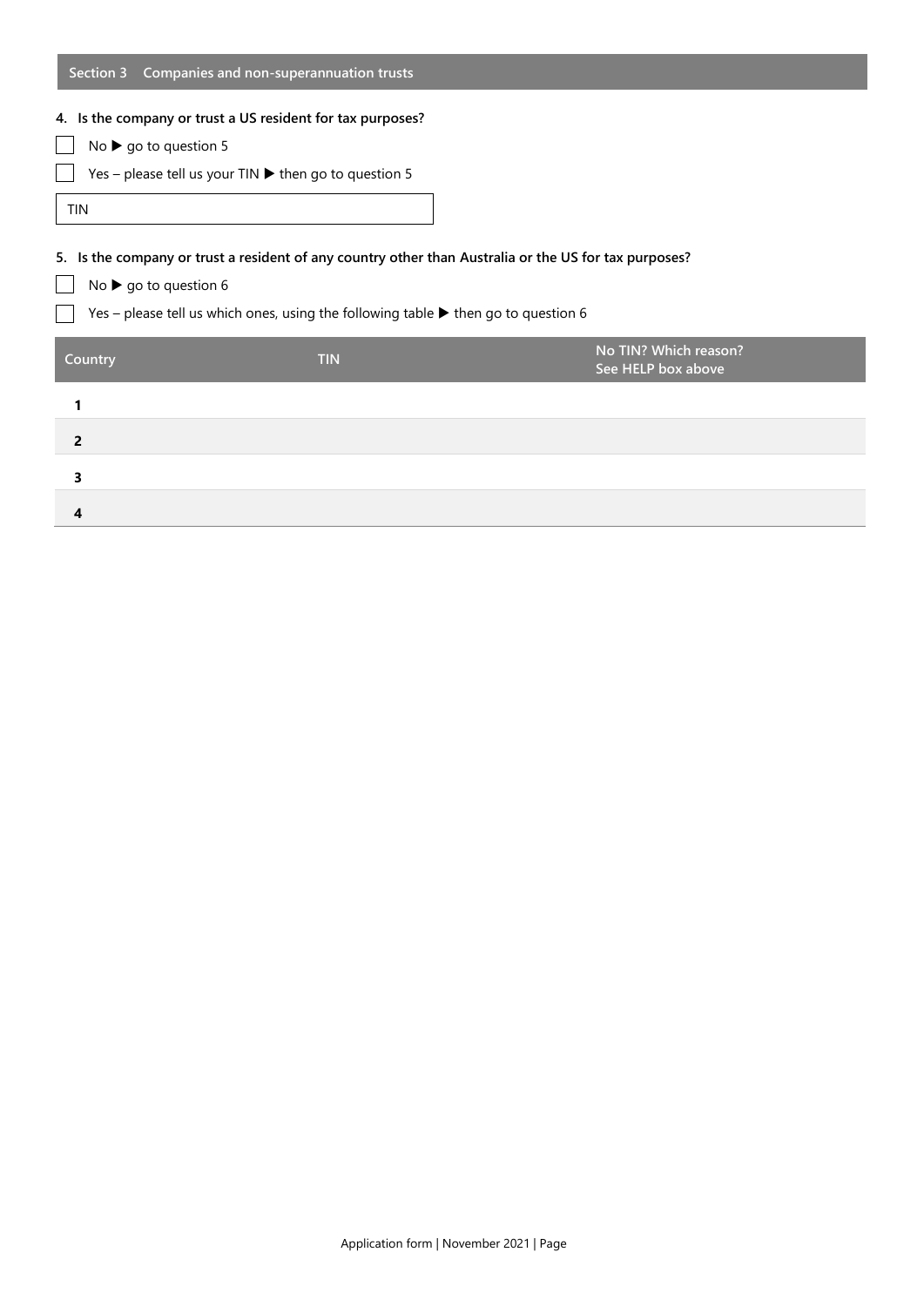## Section 3 Companies and non-superannuation trusts

**4. Is the company or trust a US resident for tax purposes?**

- [ ] No ▶ go to question 5
- [ ] Yes – please tell us your TIN ▶ then go to question 5

TIN

**5. Is the company or trust a resident of any country other than Australia or the US for tax purposes?**

- [ ] No ▶ go to question 6
- [ ] Yes – please tell us which ones, using the following table ▶ then go to question 6

| Country | TIN | No TIN? Which reason? See HELP box above |
|---|---|---|
| 1 | | |
| 2 | | |
| 3 | | |
| 4 | | |

Application form | November 2021 | Page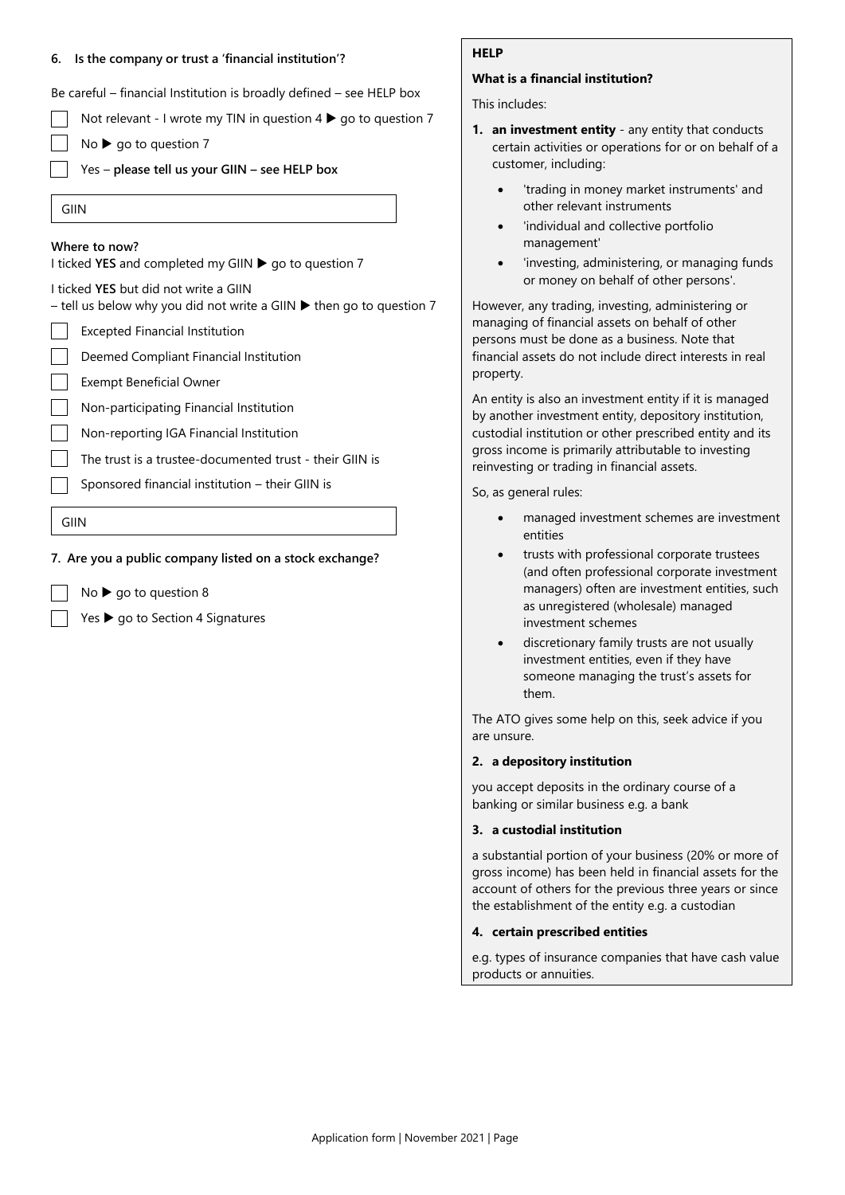### 6. Is the company or trust a 'financial institution'?

Be careful – financial Institution is broadly defined – see HELP box

- ☐ Not relevant - I wrote my TIN in question 4 ▶ go to question 7
- ☐ No ▶ go to question 7
- ☐ Yes – **please tell us your GIIN – see HELP box**

GIIN

**Where to now?**

I ticked **YES** and completed my GIIN ▶ go to question 7

I ticked **YES** but did not write a GIIN
– tell us below why you did not write a GIIN ▶ then go to question 7

- ☐ Excepted Financial Institution
- ☐ Deemed Compliant Financial Institution
- ☐ Exempt Beneficial Owner
- ☐ Non-participating Financial Institution
- ☐ Non-reporting IGA Financial Institution
- ☐ The trust is a trustee-documented trust - their GIIN is
- ☐ Sponsored financial institution – their GIIN is

GIIN

### 7. Are you a public company listed on a stock exchange?

- ☐ No ▶ go to question 8
- ☐ Yes ▶ go to Section 4 Signatures

**HELP**

**What is a financial institution?**

This includes:

**1. an investment entity** - any entity that conducts certain activities or operations for or on behalf of a customer, including:

- 'trading in money market instruments' and other relevant instruments
- 'individual and collective portfolio management'
- 'investing, administering, or managing funds or money on behalf of other persons'.

However, any trading, investing, administering or managing of financial assets on behalf of other persons must be done as a business. Note that financial assets do not include direct interests in real property.

An entity is also an investment entity if it is managed by another investment entity, depository institution, custodial institution or other prescribed entity and its gross income is primarily attributable to investing reinvesting or trading in financial assets.

So, as general rules:

- managed investment schemes are investment entities
- trusts with professional corporate trustees (and often professional corporate investment managers) often are investment entities, such as unregistered (wholesale) managed investment schemes
- discretionary family trusts are not usually investment entities, even if they have someone managing the trust's assets for them.

The ATO gives some help on this, seek advice if you are unsure.

**2. a depository institution**

you accept deposits in the ordinary course of a banking or similar business e.g. a bank

**3. a custodial institution**

a substantial portion of your business (20% or more of gross income) has been held in financial assets for the account of others for the previous three years or since the establishment of the entity e.g. a custodian

**4. certain prescribed entities**

e.g. types of insurance companies that have cash value products or annuities.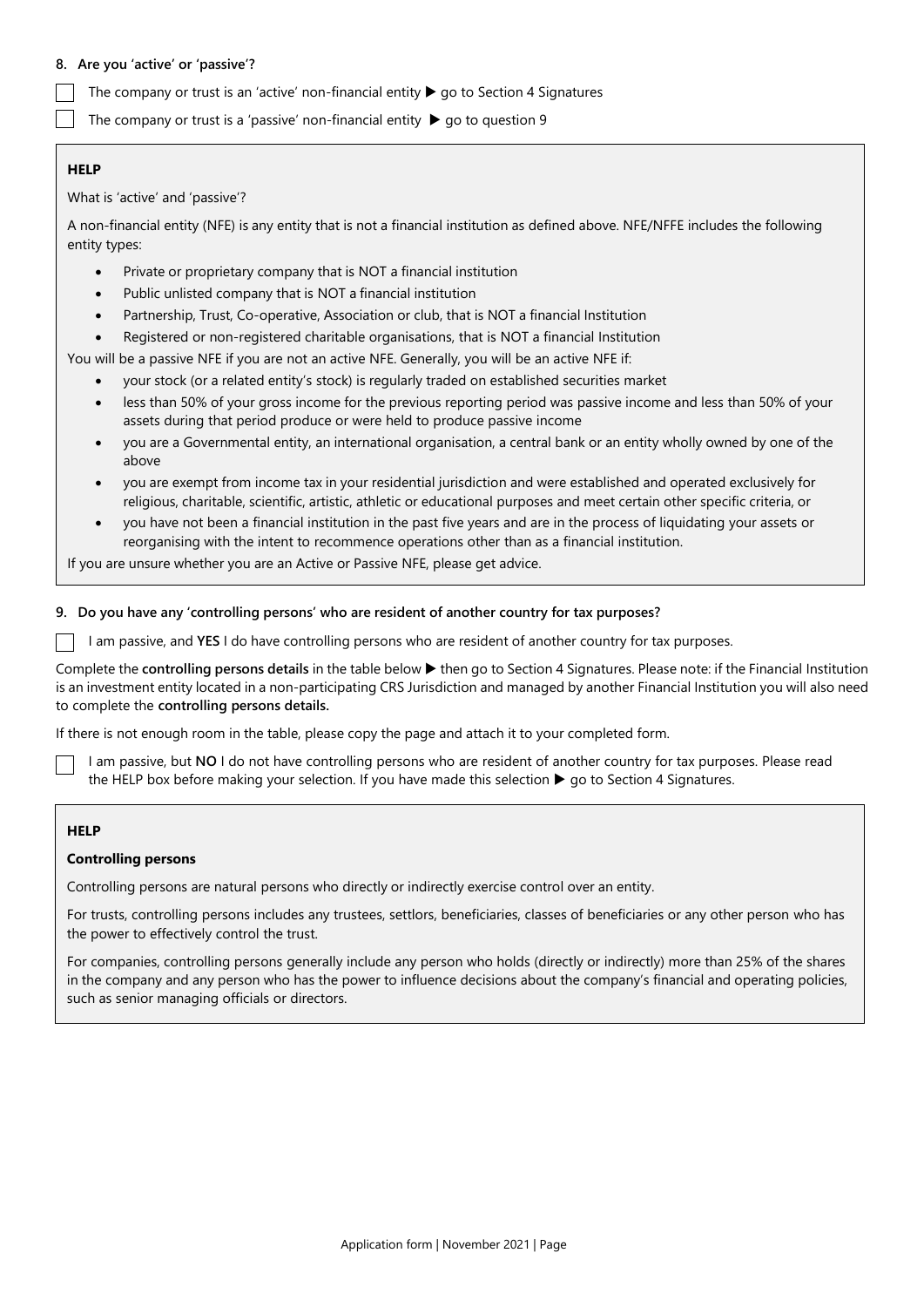**8. Are you 'active' or 'passive'?**

☐ The company or trust is an 'active' non-financial entity ▶ go to Section 4 Signatures

☐ The company or trust is a 'passive' non-financial entity ▶ go to question 9

**HELP**

What is 'active' and 'passive'?

A non-financial entity (NFE) is any entity that is not a financial institution as defined above. NFE/NFFE includes the following entity types:

- Private or proprietary company that is NOT a financial institution
- Public unlisted company that is NOT a financial institution
- Partnership, Trust, Co-operative, Association or club, that is NOT a financial Institution
- Registered or non-registered charitable organisations, that is NOT a financial Institution

You will be a passive NFE if you are not an active NFE. Generally, you will be an active NFE if:

- your stock (or a related entity's stock) is regularly traded on established securities market
- less than 50% of your gross income for the previous reporting period was passive income and less than 50% of your assets during that period produce or were held to produce passive income
- you are a Governmental entity, an international organisation, a central bank or an entity wholly owned by one of the above
- you are exempt from income tax in your residential jurisdiction and were established and operated exclusively for religious, charitable, scientific, artistic, athletic or educational purposes and meet certain other specific criteria, or
- you have not been a financial institution in the past five years and are in the process of liquidating your assets or reorganising with the intent to recommence operations other than as a financial institution.

If you are unsure whether you are an Active or Passive NFE, please get advice.

**9. Do you have any 'controlling persons' who are resident of another country for tax purposes?**

☐ I am passive, and **YES** I do have controlling persons who are resident of another country for tax purposes.

Complete the **controlling persons details** in the table below ▶ then go to Section 4 Signatures. Please note: if the Financial Institution is an investment entity located in a non-participating CRS Jurisdiction and managed by another Financial Institution you will also need to complete the **controlling persons details.**

If there is not enough room in the table, please copy the page and attach it to your completed form.

☐ I am passive, but **NO** I do not have controlling persons who are resident of another country for tax purposes. Please read the HELP box before making your selection. If you have made this selection ▶ go to Section 4 Signatures.

**HELP**

**Controlling persons**

Controlling persons are natural persons who directly or indirectly exercise control over an entity.

For trusts, controlling persons includes any trustees, settlors, beneficiaries, classes of beneficiaries or any other person who has the power to effectively control the trust.

For companies, controlling persons generally include any person who holds (directly or indirectly) more than 25% of the shares in the company and any person who has the power to influence decisions about the company's financial and operating policies, such as senior managing officials or directors.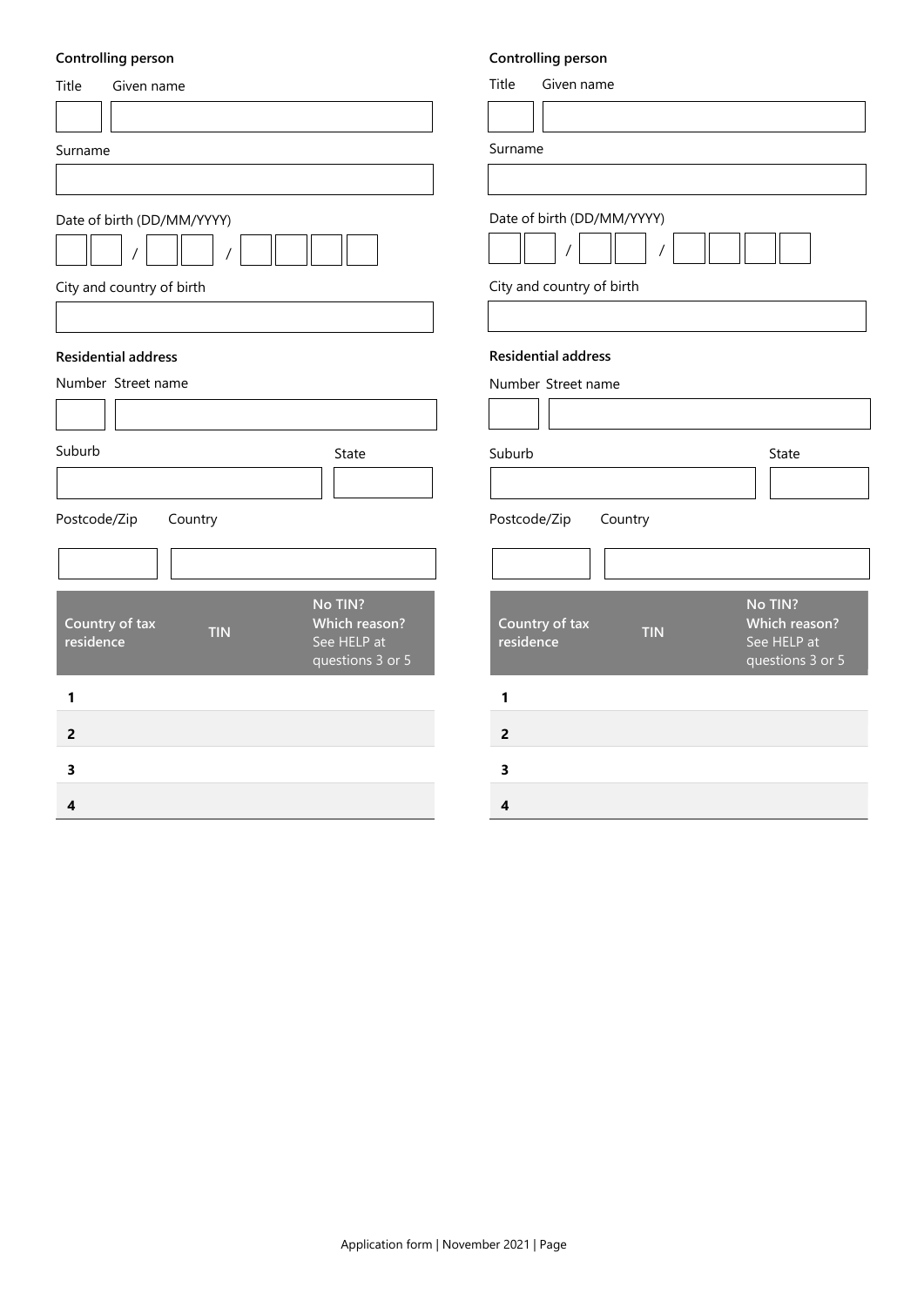**Controlling person**

Title Given name

Surname

Date of birth (DD/MM/YYYY)

/ /

City and country of birth

**Residential address**

Number Street name

Suburb State

Postcode/Zip Country

| | Country of tax residence | TIN | No TIN? Which reason? See HELP at questions 3 or 5 |
|---|---|---|---|
| 1 | | | |
| 2 | | | |
| 3 | | | |
| 4 | | | |

**Controlling person**

Title Given name

Surname

Date of birth (DD/MM/YYYY)

/ /

City and country of birth

**Residential address**

Number Street name

Suburb State

Postcode/Zip Country

| | Country of tax residence | TIN | No TIN? Which reason? See HELP at questions 3 or 5 |
|---|---|---|---|
| 1 | | | |
| 2 | | | |
| 3 | | | |
| 4 | | | |

Application form | November 2021 | Page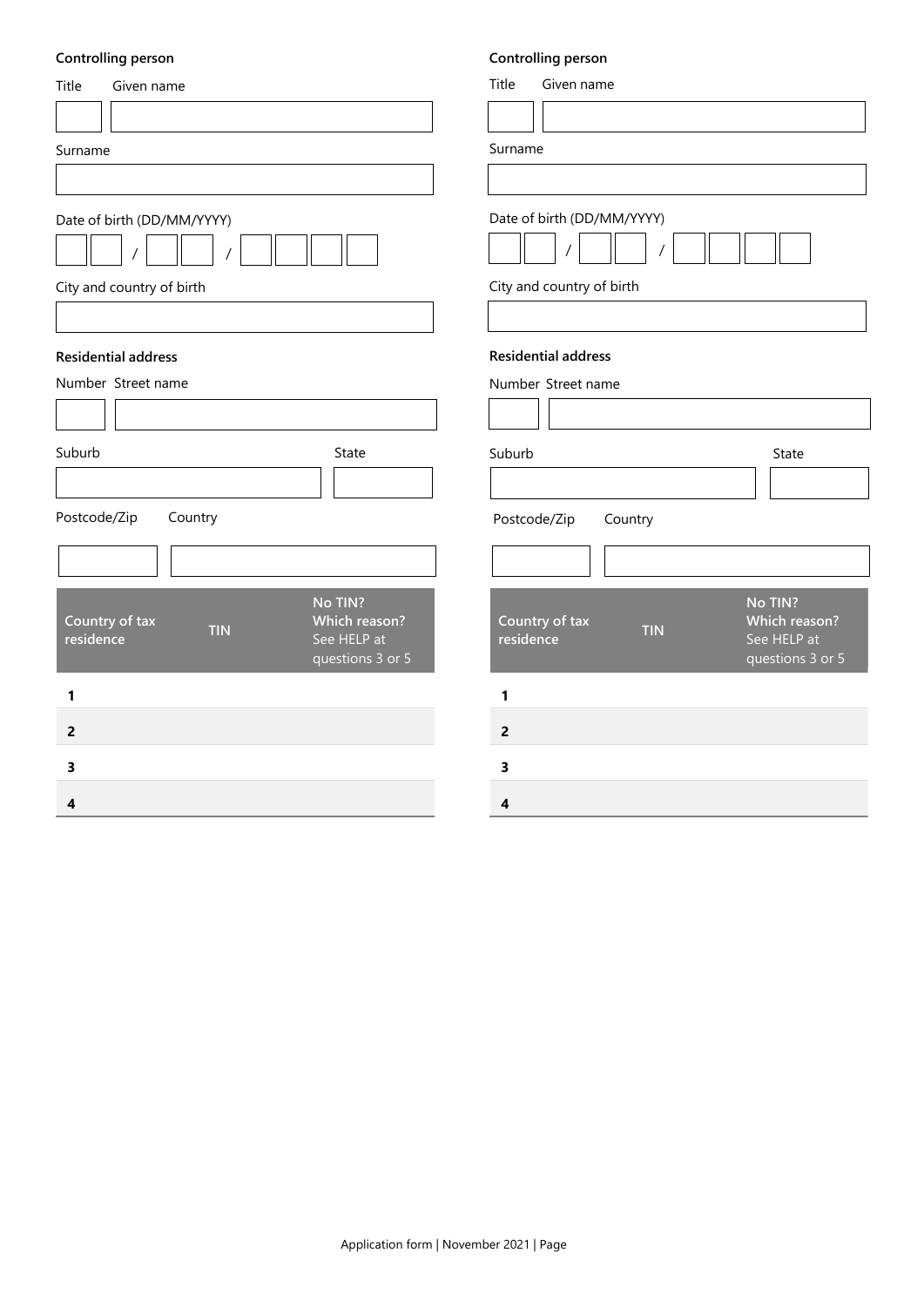**Controlling person**

Title

Given name

Surname

Date of birth (DD/MM/YYYY)

/ /

City and country of birth

**Residential address**

Number Street name

Suburb

State

Postcode/Zip

Country

| | Country of tax residence | TIN | No TIN? Which reason? See HELP at questions 3 or 5 |
|---|---|---|---|
| **1** | | | |
| **2** | | | |
| **3** | | | |
| **4** | | | |

**Controlling person**

Title

Given name

Surname

Date of birth (DD/MM/YYYY)

/ /

City and country of birth

**Residential address**

Number Street name

Suburb

State

Postcode/Zip

Country

| | Country of tax residence | TIN | No TIN? Which reason? See HELP at questions 3 or 5 |
|---|---|---|---|
| **1** | | | |
| **2** | | | |
| **3** | | | |
| **4** | | | |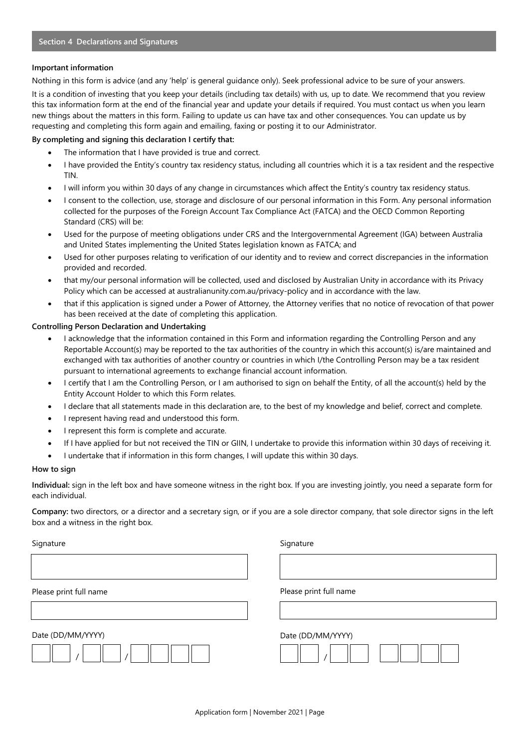## Section 4 Declarations and Signatures

**Important information**

Nothing in this form is advice (and any 'help' is general guidance only). Seek professional advice to be sure of your answers.

It is a condition of investing that you keep your details (including tax details) with us, up to date. We recommend that you review this tax information form at the end of the financial year and update your details if required. You must contact us when you learn new things about the matters in this form. Failing to update us can have tax and other consequences. You can update us by requesting and completing this form again and emailing, faxing or posting it to our Administrator.

**By completing and signing this declaration I certify that:**

- The information that I have provided is true and correct.
- I have provided the Entity's country tax residency status, including all countries which it is a tax resident and the respective TIN.
- I will inform you within 30 days of any change in circumstances which affect the Entity's country tax residency status.
- I consent to the collection, use, storage and disclosure of our personal information in this Form. Any personal information collected for the purposes of the Foreign Account Tax Compliance Act (FATCA) and the OECD Common Reporting Standard (CRS) will be:
- Used for the purpose of meeting obligations under CRS and the Intergovernmental Agreement (IGA) between Australia and United States implementing the United States legislation known as FATCA; and
- Used for other purposes relating to verification of our identity and to review and correct discrepancies in the information provided and recorded.
- that my/our personal information will be collected, used and disclosed by Australian Unity in accordance with its Privacy Policy which can be accessed at australianunity.com.au/privacy-policy and in accordance with the law.
- that if this application is signed under a Power of Attorney, the Attorney verifies that no notice of revocation of that power has been received at the date of completing this application.

**Controlling Person Declaration and Undertaking**

- I acknowledge that the information contained in this Form and information regarding the Controlling Person and any Reportable Account(s) may be reported to the tax authorities of the country in which this account(s) is/are maintained and exchanged with tax authorities of another country or countries in which I/the Controlling Person may be a tax resident pursuant to international agreements to exchange financial account information.
- I certify that I am the Controlling Person, or I am authorised to sign on behalf the Entity, of all the account(s) held by the Entity Account Holder to which this Form relates.
- I declare that all statements made in this declaration are, to the best of my knowledge and belief, correct and complete.
- I represent having read and understood this form.
- I represent this form is complete and accurate.
- If I have applied for but not received the TIN or GIIN, I undertake to provide this information within 30 days of receiving it.
- I undertake that if information in this form changes, I will update this within 30 days.

**How to sign**

**Individual:** sign in the left box and have someone witness in the right box. If you are investing jointly, you need a separate form for each individual.

**Company:** two directors, or a director and a secretary sign, or if you are a sole director company, that sole director signs in the left box and a witness in the right box.

| | |
|---|---|
| Signature | Signature |
| | |
| Please print full name | Please print full name |
| | |
| Date (DD/MM/YYYY) | Date (DD/MM/YYYY) |
| __ __ / __ __ / __ __ __ __ | __ __ / __ __ __ __ __ __ |

Application form | November 2021 | Page